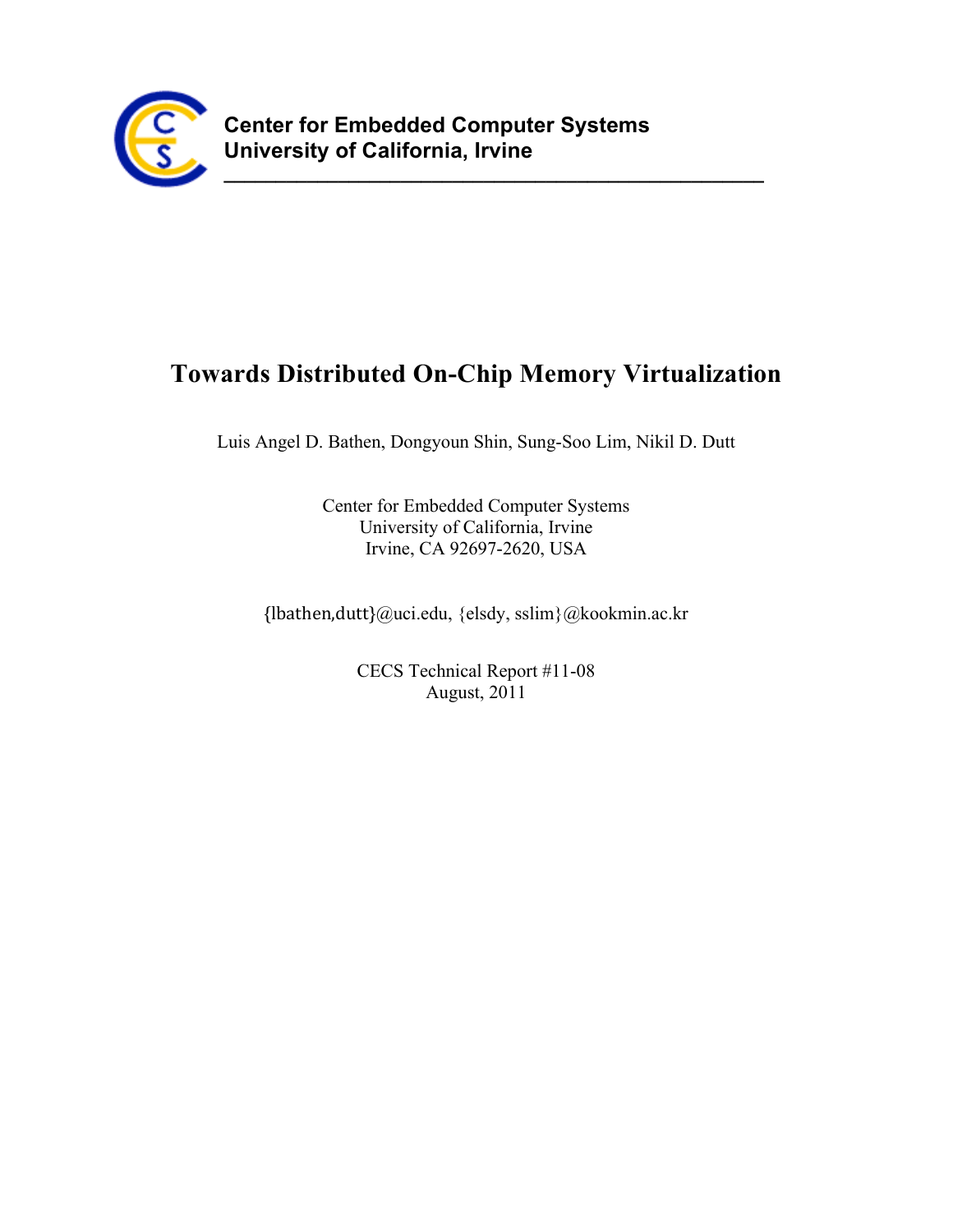**Center for Embedded Computer Systems**
**University of California, Irvine**

---

# Towards Distributed On-Chip Memory Virtualization

Luis Angel D. Bathen, Dongyoun Shin, Sung-Soo Lim, Nikil D. Dutt

Center for Embedded Computer Systems
University of California, Irvine
Irvine, CA 92697-2620, USA

{lbathen,dutt}@uci.edu, {elsdy, sslim}@kookmin.ac.kr

CECS Technical Report #11-08
August, 2011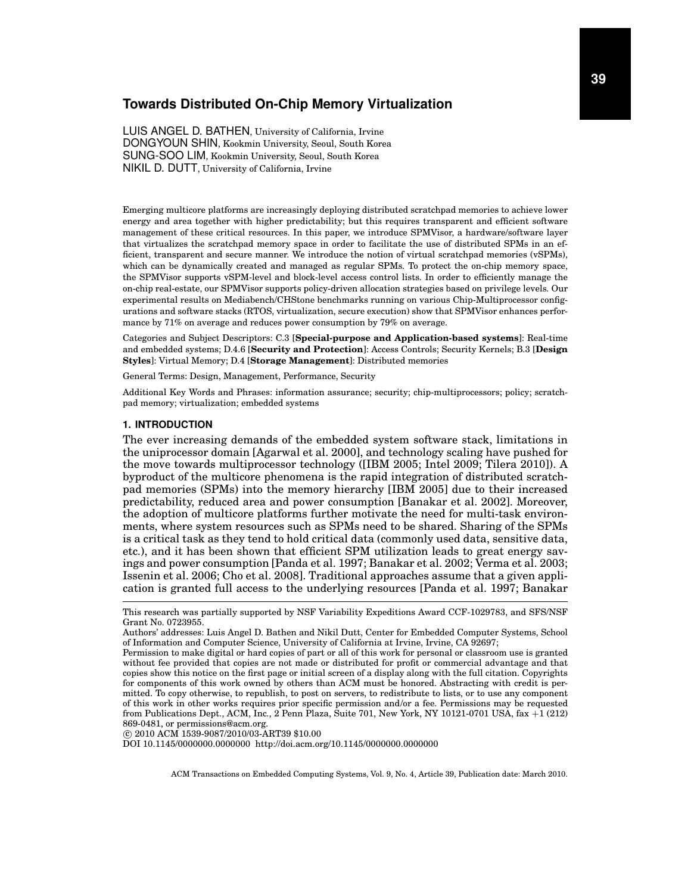# Towards Distributed On-Chip Memory Virtualization

LUIS ANGEL D. BATHEN, University of California, Irvine
DONGYOUN SHIN, Kookmin University, Seoul, South Korea
SUNG-SOO LIM, Kookmin University, Seoul, South Korea
NIKIL D. DUTT, University of California, Irvine

Emerging multicore platforms are increasingly deploying distributed scratchpad memories to achieve lower energy and area together with higher predictability; but this requires transparent and efficient software management of these critical resources. In this paper, we introduce SPMVisor, a hardware/software layer that virtualizes the scratchpad memory space in order to facilitate the use of distributed SPMs in an efficient, transparent and secure manner. We introduce the notion of virtual scratchpad memories (vSPMs), which can be dynamically created and managed as regular SPMs. To protect the on-chip memory space, the SPMVisor supports vSPM-level and block-level access control lists. In order to efficiently manage the on-chip real-estate, our SPMVisor supports policy-driven allocation strategies based on privilege levels. Our experimental results on Mediabench/CHStone benchmarks running on various Chip-Multiprocessor configurations and software stacks (RTOS, virtualization, secure execution) show that SPMVisor enhances performance by 71% on average and reduces power consumption by 79% on average.

Categories and Subject Descriptors: C.3 [**Special-purpose and Application-based systems**]: Real-time and embedded systems; D.4.6 [**Security and Protection**]: Access Controls; Security Kernels; B.3 [**Design Styles**]: Virtual Memory; D.4 [**Storage Management**]: Distributed memories

General Terms: Design, Management, Performance, Security

Additional Key Words and Phrases: information assurance; security; chip-multiprocessors; policy; scratchpad memory; virtualization; embedded systems

## 1. INTRODUCTION

The ever increasing demands of the embedded system software stack, limitations in the uniprocessor domain [Agarwal et al. 2000], and technology scaling have pushed for the move towards multiprocessor technology ([IBM 2005; Intel 2009; Tilera 2010]). A byproduct of the multicore phenomena is the rapid integration of distributed scratchpad memories (SPMs) into the memory hierarchy [IBM 2005] due to their increased predictability, reduced area and power consumption [Banakar et al. 2002]. Moreover, the adoption of multicore platforms further motivate the need for multi-task environments, where system resources such as SPMs need to be shared. Sharing of the SPMs is a critical task as they tend to hold critical data (commonly used data, sensitive data, etc.), and it has been shown that efficient SPM utilization leads to great energy savings and power consumption [Panda et al. 1997; Banakar et al. 2002; Verma et al. 2003; Issenin et al. 2006; Cho et al. 2008]. Traditional approaches assume that a given application is granted full access to the underlying resources [Panda et al. 1997; Banakar

This research was partially supported by NSF Variability Expeditions Award CCF-1029783, and SFS/NSF Grant No. 0723955.

Authors' addresses: Luis Angel D. Bathen and Nikil Dutt, Center for Embedded Computer Systems, School of Information and Computer Science, University of California at Irvine, Irvine, CA 92697;

Permission to make digital or hard copies of part or all of this work for personal or classroom use is granted without fee provided that copies are not made or distributed for profit or commercial advantage and that copies show this notice on the first page or initial screen of a display along with the full citation. Copyrights for components of this work owned by others than ACM must be honored. Abstracting with credit is permitted. To copy otherwise, to republish, to post on servers, to redistribute to lists, or to use any component of this work in other works requires prior specific permission and/or a fee. Permissions may be requested from Publications Dept., ACM, Inc., 2 Penn Plaza, Suite 701, New York, NY 10121-0701 USA, fax +1 (212) 869-0481, or permissions@acm.org.

© 2010 ACM 1539-9087/2010/03-ART39 $10.00

DOI 10.1145/0000000.0000000 http://doi.acm.org/10.1145/0000000.0000000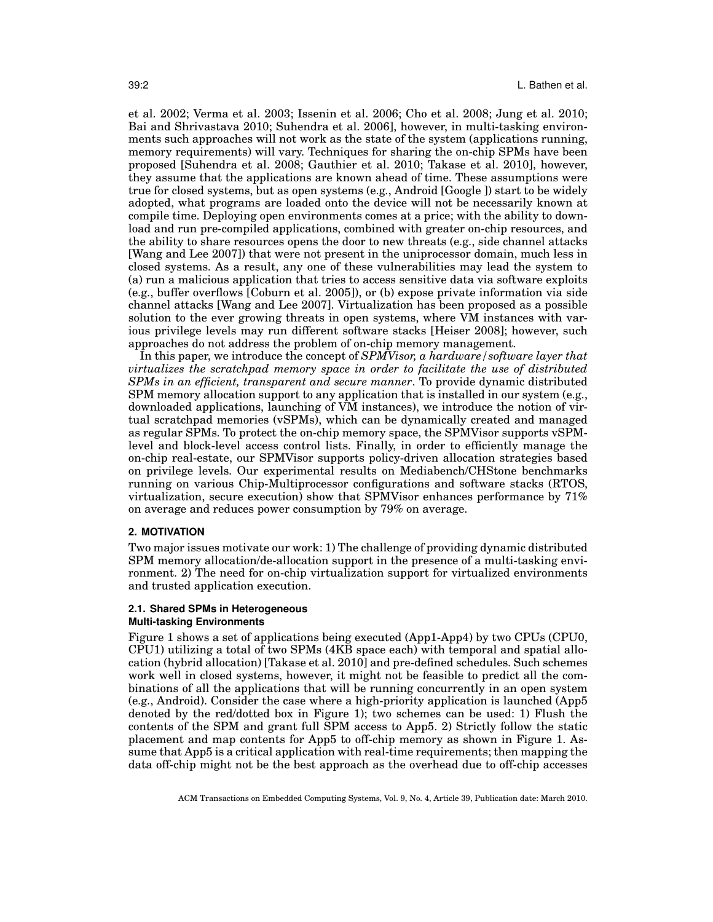et al. 2002; Verma et al. 2003; Issenin et al. 2006; Cho et al. 2008; Jung et al. 2010; Bai and Shrivastava 2010; Suhendra et al. 2006], however, in multi-tasking environments such approaches will not work as the state of the system (applications running, memory requirements) will vary. Techniques for sharing the on-chip SPMs have been proposed [Suhendra et al. 2008; Gauthier et al. 2010; Takase et al. 2010], however, they assume that the applications are known ahead of time. These assumptions were true for closed systems, but as open systems (e.g., Android [Google ]) start to be widely adopted, what programs are loaded onto the device will not be necessarily known at compile time. Deploying open environments comes at a price; with the ability to download and run pre-compiled applications, combined with greater on-chip resources, and the ability to share resources opens the door to new threats (e.g., side channel attacks [Wang and Lee 2007]) that were not present in the uniprocessor domain, much less in closed systems. As a result, any one of these vulnerabilities may lead the system to (a) run a malicious application that tries to access sensitive data via software exploits (e.g., buffer overflows [Coburn et al. 2005]), or (b) expose private information via side channel attacks [Wang and Lee 2007]. Virtualization has been proposed as a possible solution to the ever growing threats in open systems, where VM instances with various privilege levels may run different software stacks [Heiser 2008]; however, such approaches do not address the problem of on-chip memory management.

In this paper, we introduce the concept of *SPMVisor, a hardware/software layer that virtualizes the scratchpad memory space in order to facilitate the use of distributed SPMs in an efficient, transparent and secure manner*. To provide dynamic distributed SPM memory allocation support to any application that is installed in our system (e.g., downloaded applications, launching of VM instances), we introduce the notion of virtual scratchpad memories (vSPMs), which can be dynamically created and managed as regular SPMs. To protect the on-chip memory space, the SPMVisor supports vSPM-level and block-level access control lists. Finally, in order to efficiently manage the on-chip real-estate, our SPMVisor supports policy-driven allocation strategies based on privilege levels. Our experimental results on Mediabench/CHStone benchmarks running on various Chip-Multiprocessor configurations and software stacks (RTOS, virtualization, secure execution) show that SPMVisor enhances performance by 71% on average and reduces power consumption by 79% on average.

## 2. MOTIVATION

Two major issues motivate our work: 1) The challenge of providing dynamic distributed SPM memory allocation/de-allocation support in the presence of a multi-tasking environment. 2) The need for on-chip virtualization support for virtualized environments and trusted application execution.

### 2.1. Shared SPMs in Heterogeneous Multi-tasking Environments

Figure 1 shows a set of applications being executed (App1-App4) by two CPUs (CPU0, CPU1) utilizing a total of two SPMs (4KB space each) with temporal and spatial allocation (hybrid allocation) [Takase et al. 2010] and pre-defined schedules. Such schemes work well in closed systems, however, it might not be feasible to predict all the combinations of all the applications that will be running concurrently in an open system (e.g., Android). Consider the case where a high-priority application is launched (App5 denoted by the red/dotted box in Figure 1); two schemes can be used: 1) Flush the contents of the SPM and grant full SPM access to App5. 2) Strictly follow the static placement and map contents for App5 to off-chip memory as shown in Figure 1. Assume that App5 is a critical application with real-time requirements; then mapping the data off-chip might not be the best approach as the overhead due to off-chip accesses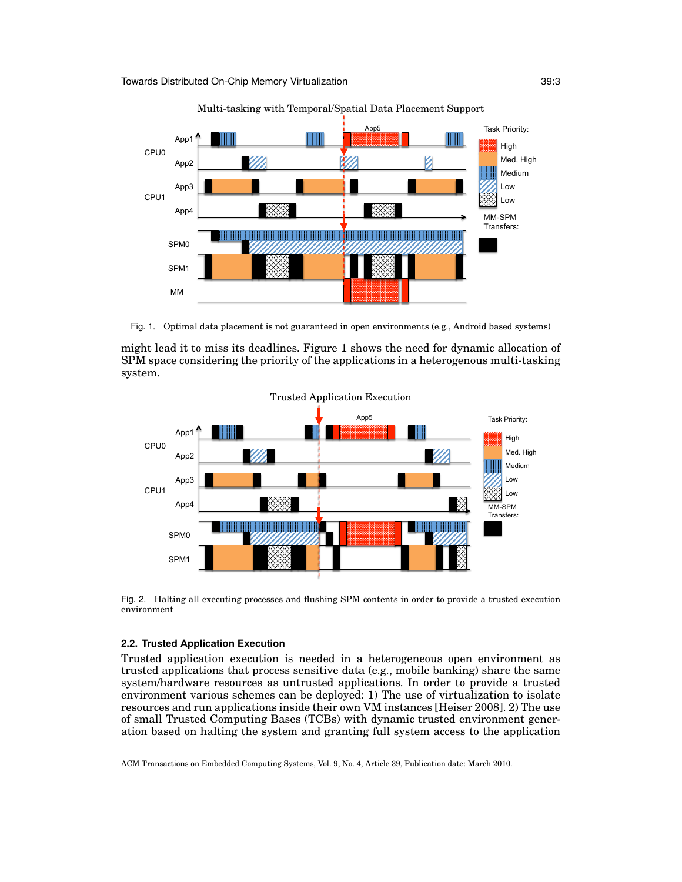Multi-tasking with Temporal/Spatial Data Placement Support

Fig. 1. Optimal data placement is not guaranteed in open environments (e.g., Android based systems)

might lead it to miss its deadlines. Figure 1 shows the need for dynamic allocation of SPM space considering the priority of the applications in a heterogenous multi-tasking system.

Trusted Application Execution

Fig. 2. Halting all executing processes and flushing SPM contents in order to provide a trusted execution environment

### 2.2. Trusted Application Execution

Trusted application execution is needed in a heterogeneous open environment as trusted applications that process sensitive data (e.g., mobile banking) share the same system/hardware resources as untrusted applications. In order to provide a trusted environment various schemes can be deployed: 1) The use of virtualization to isolate resources and run applications inside their own VM instances [Heiser 2008]. 2) The use of small Trusted Computing Bases (TCBs) with dynamic trusted environment generation based on halting the system and granting full system access to the application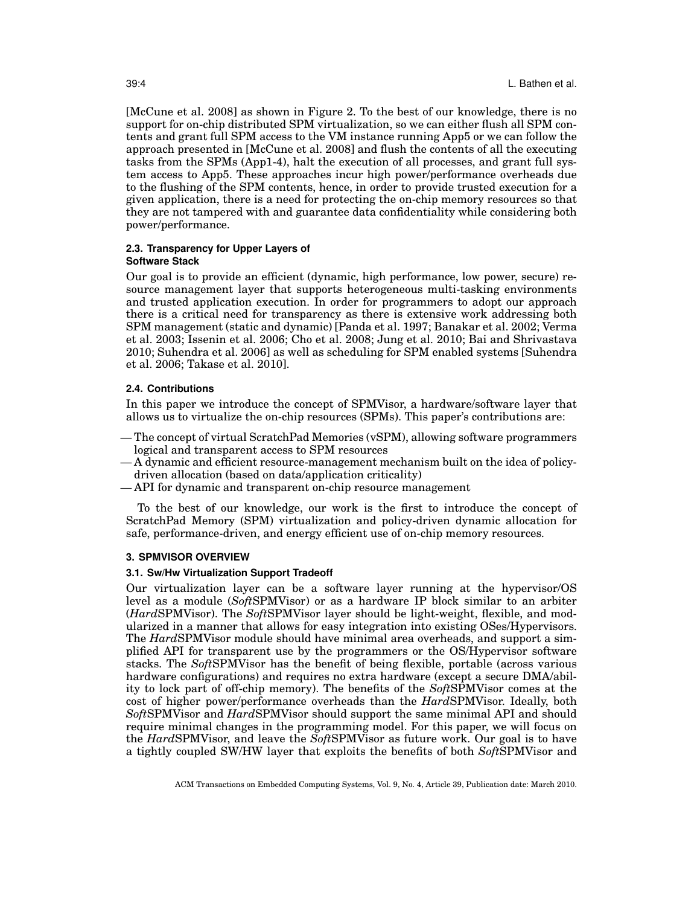[McCune et al. 2008] as shown in Figure 2. To the best of our knowledge, there is no support for on-chip distributed SPM virtualization, so we can either flush all SPM contents and grant full SPM access to the VM instance running App5 or we can follow the approach presented in [McCune et al. 2008] and flush the contents of all the executing tasks from the SPMs (App1-4), halt the execution of all processes, and grant full system access to App5. These approaches incur high power/performance overheads due to the flushing of the SPM contents, hence, in order to provide trusted execution for a given application, there is a need for protecting the on-chip memory resources so that they are not tampered with and guarantee data confidentiality while considering both power/performance.

### 2.3. Transparency for Upper Layers of Software Stack

Our goal is to provide an efficient (dynamic, high performance, low power, secure) resource management layer that supports heterogeneous multi-tasking environments and trusted application execution. In order for programmers to adopt our approach there is a critical need for transparency as there is extensive work addressing both SPM management (static and dynamic) [Panda et al. 1997; Banakar et al. 2002; Verma et al. 2003; Issenin et al. 2006; Cho et al. 2008; Jung et al. 2010; Bai and Shrivastava 2010; Suhendra et al. 2006] as well as scheduling for SPM enabled systems [Suhendra et al. 2006; Takase et al. 2010].

### 2.4. Contributions

In this paper we introduce the concept of SPMVisor, a hardware/software layer that allows us to virtualize the on-chip resources (SPMs). This paper's contributions are:

- The concept of virtual ScratchPad Memories (vSPM), allowing software programmers logical and transparent access to SPM resources
- A dynamic and efficient resource-management mechanism built on the idea of policy-driven allocation (based on data/application criticality)
- API for dynamic and transparent on-chip resource management

To the best of our knowledge, our work is the first to introduce the concept of ScratchPad Memory (SPM) virtualization and policy-driven dynamic allocation for safe, performance-driven, and energy efficient use of on-chip memory resources.

## 3. SPMVISOR OVERVIEW

### 3.1. Sw/Hw Virtualization Support Tradeoff

Our virtualization layer can be a software layer running at the hypervisor/OS level as a module (*Soft*SPMVisor) or as a hardware IP block similar to an arbiter (*Hard*SPMVisor). The *Soft*SPMVisor layer should be light-weight, flexible, and modularized in a manner that allows for easy integration into existing OSes/Hypervisors. The *Hard*SPMVisor module should have minimal area overheads, and support a simplified API for transparent use by the programmers or the OS/Hypervisor software stacks. The *Soft*SPMVisor has the benefit of being flexible, portable (across various hardware configurations) and requires no extra hardware (except a secure DMA/ability to lock part of off-chip memory). The benefits of the *Soft*SPMVisor comes at the cost of higher power/performance overheads than the *Hard*SPMVisor. Ideally, both *Soft*SPMVisor and *Hard*SPMVisor should support the same minimal API and should require minimal changes in the programming model. For this paper, we will focus on the *Hard*SPMVisor, and leave the *Soft*SPMVisor as future work. Our goal is to have a tightly coupled SW/HW layer that exploits the benefits of both *Soft*SPMVisor and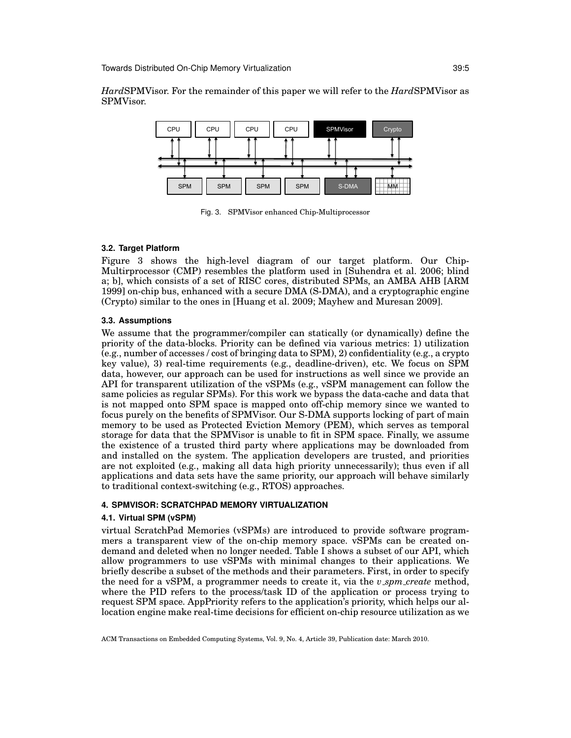*Hard*SPMVisor. For the remainder of this paper we will refer to the *Hard*SPMVisor as SPMVisor.

Fig. 3. SPMVisor enhanced Chip-Multiprocessor

### 3.2. Target Platform

Figure 3 shows the high-level diagram of our target platform. Our Chip-Multirprocessor (CMP) resembles the platform used in [Suhendra et al. 2006; blind a; b], which consists of a set of RISC cores, distributed SPMs, an AMBA AHB [ARM 1999] on-chip bus, enhanced with a secure DMA (S-DMA), and a cryptographic engine (Crypto) similar to the ones in [Huang et al. 2009; Mayhew and Muresan 2009].

### 3.3. Assumptions

We assume that the programmer/compiler can statically (or dynamically) define the priority of the data-blocks. Priority can be defined via various metrics: 1) utilization (e.g., number of accesses / cost of bringing data to SPM), 2) confidentiality (e.g., a crypto key value), 3) real-time requirements (e.g., deadline-driven), etc. We focus on SPM data, however, our approach can be used for instructions as well since we provide an API for transparent utilization of the vSPMs (e.g., vSPM management can follow the same policies as regular SPMs). For this work we bypass the data-cache and data that is not mapped onto SPM space is mapped onto off-chip memory since we wanted to focus purely on the benefits of SPMVisor. Our S-DMA supports locking of part of main memory to be used as Protected Eviction Memory (PEM), which serves as temporal storage for data that the SPMVisor is unable to fit in SPM space. Finally, we assume the existence of a trusted third party where applications may be downloaded from and installed on the system. The application developers are trusted, and priorities are not exploited (e.g., making all data high priority unnecessarily); thus even if all applications and data sets have the same priority, our approach will behave similarly to traditional context-switching (e.g., RTOS) approaches.

## 4. SPMVISOR: SCRATCHPAD MEMORY VIRTUALIZATION

### 4.1. Virtual SPM (vSPM)

virtual ScratchPad Memories (vSPMs) are introduced to provide software programmers a transparent view of the on-chip memory space. vSPMs can be created on-demand and deleted when no longer needed. Table I shows a subset of our API, which allow programmers to use vSPMs with minimal changes to their applications. We briefly describe a subset of the methods and their parameters. First, in order to specify the need for a vSPM, a programmer needs to create it, via the *v_spm_create* method, where the PID refers to the process/task ID of the application or process trying to request SPM space. AppPriority refers to the application's priority, which helps our allocation engine make real-time decisions for efficient on-chip resource utilization as we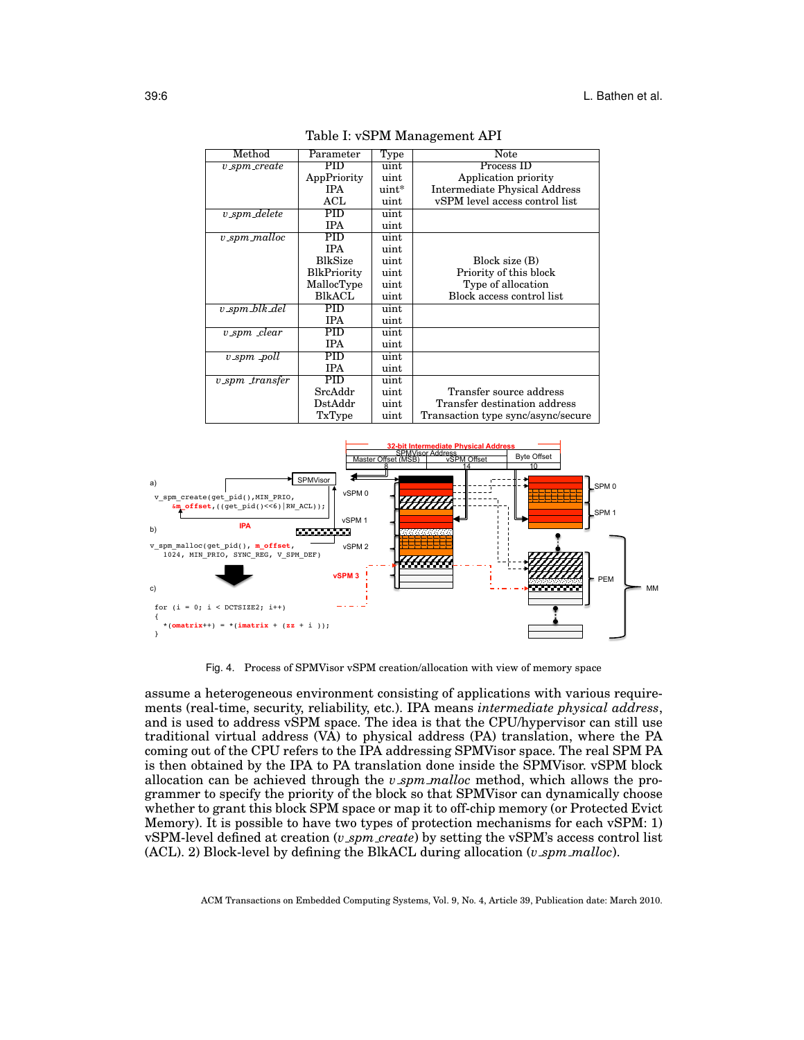Table I: vSPM Management API

| Method | Parameter | Type | Note |
|---|---|---|---|
| *v_spm_create* | PID | uint | Process ID |
| | AppPriority | uint | Application priority |
| | IPA | uint* | Intermediate Physical Address |
| | ACL | uint | vSPM level access control list |
| *v_spm_delete* | PID | uint | |
| | IPA | uint | |
| *v_spm_malloc* | PID | uint | |
| | IPA | uint | |
| | BlkSize | uint | Block size (B) |
| | BlkPriority | uint | Priority of this block |
| | MallocType | uint | Type of allocation |
| | BlkACL | uint | Block access control list |
| *v_spm_blk_del* | PID | uint | |
| | IPA | uint | |
| *v_spm _clear* | PID | uint | |
| | IPA | uint | |
| *v_spm _poll* | PID | uint | |
| | IPA | uint | |
| *v_spm _transfer* | PID | uint | |
| | SrcAddr | uint | Transfer source address |
| | DstAddr | uint | Transfer destination address |
| | TxType | uint | Transaction type sync/async/secure |

Fig. 4. Process of SPMVisor vSPM creation/allocation with view of memory space

assume a heterogeneous environment consisting of applications with various requirements (real-time, security, reliability, etc.). IPA means *intermediate physical address*, and is used to address vSPM space. The idea is that the CPU/hypervisor can still use traditional virtual address (VA) to physical address (PA) translation, where the PA coming out of the CPU refers to the IPA addressing SPMVisor space. The real SPM PA is then obtained by the IPA to PA translation done inside the SPMVisor. vSPM block allocation can be achieved through the *v_spm_malloc* method, which allows the programmer to specify the priority of the block so that SPMVisor can dynamically choose whether to grant this block SPM space or map it to off-chip memory (or Protected Evict Memory). It is possible to have two types of protection mechanisms for each vSPM: 1) vSPM-level defined at creation (*v_spm_create*) by setting the vSPM's access control list (ACL). 2) Block-level by defining the BlkACL during allocation (*v_spm_malloc*).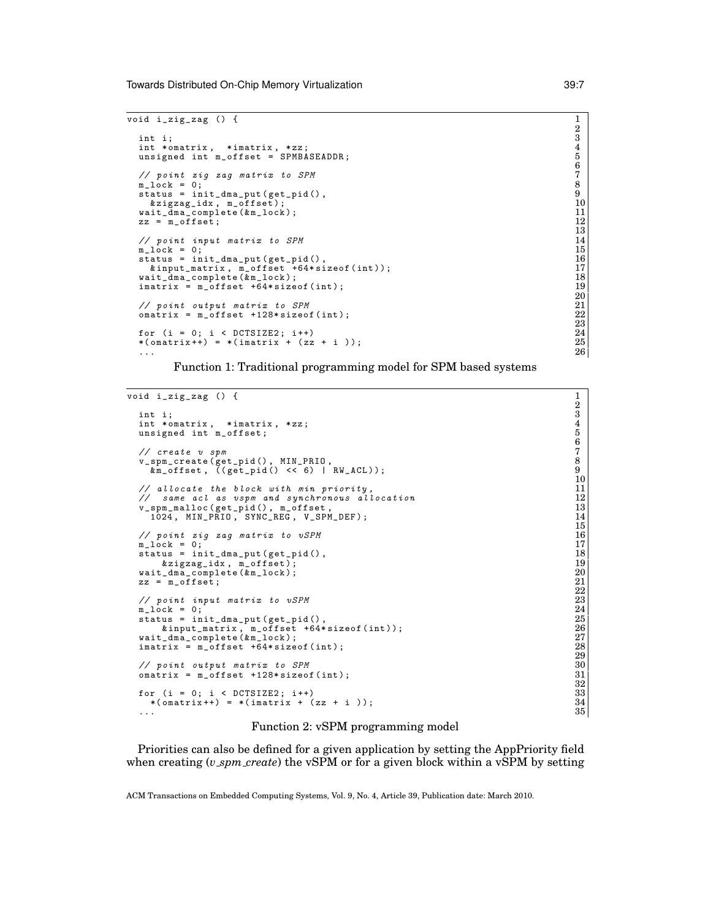```
void i_zig_zag () {

  int i;
  int *omatrix,  *imatrix, *zz;
  unsigned int m_offset = SPMBASEADDR;

  // point zig zag matrix to SPM
  m_lock = 0;
  status = init_dma_put(get_pid(),
    &zigzag_idx, m_offset);
  wait_dma_complete(&m_lock);
  zz = m_offset;

  // point input matrix to SPM
  m_lock = 0;
  status = init_dma_put(get_pid(),
    &input_matrix, m_offset +64*sizeof(int));
  wait_dma_complete(&m_lock);
  imatrix = m_offset +64*sizeof(int);

  // point output matrix to SPM
  omatrix = m_offset +128*sizeof(int);

  for (i = 0; i < DCTSIZE2; i++)
  *(omatrix++) = *(imatrix + (zz + i ));
  ...
```

Function 1: Traditional programming model for SPM based systems

```
void i_zig_zag () {

  int i;
  int *omatrix,  *imatrix, *zz;
  unsigned int m_offset;

  // create v spm
  v_spm_create(get_pid(), MIN_PRIO,
    &m_offset, ((get_pid() << 6) | RW_ACL));

  // allocate the block with min priority,
  //  same acl as vspm and synchronous allocation
  v_spm_malloc(get_pid(), m_offset,
    1024, MIN_PRIO, SYNC_REG, V_SPM_DEF);

  // point zig zag matrix to vSPM
  m_lock = 0;
  status = init_dma_put(get_pid(),
      &zigzag_idx, m_offset);
  wait_dma_complete(&m_lock);
  zz = m_offset;

  // point input matrix to vSPM
  m_lock = 0;
  status = init_dma_put(get_pid(),
      &input_matrix, m_offset +64*sizeof(int));
  wait_dma_complete(&m_lock);
  imatrix = m_offset +64*sizeof(int);

  // point output matrix to SPM
  omatrix = m_offset +128*sizeof(int);

  for (i = 0; i < DCTSIZE2; i++)
    *(omatrix++) = *(imatrix + (zz + i ));
  ...
```

Function 2: vSPM programming model

Priorities can also be defined for a given application by setting the AppPriority field when creating (*v_spm_create*) the vSPM or for a given block within a vSPM by setting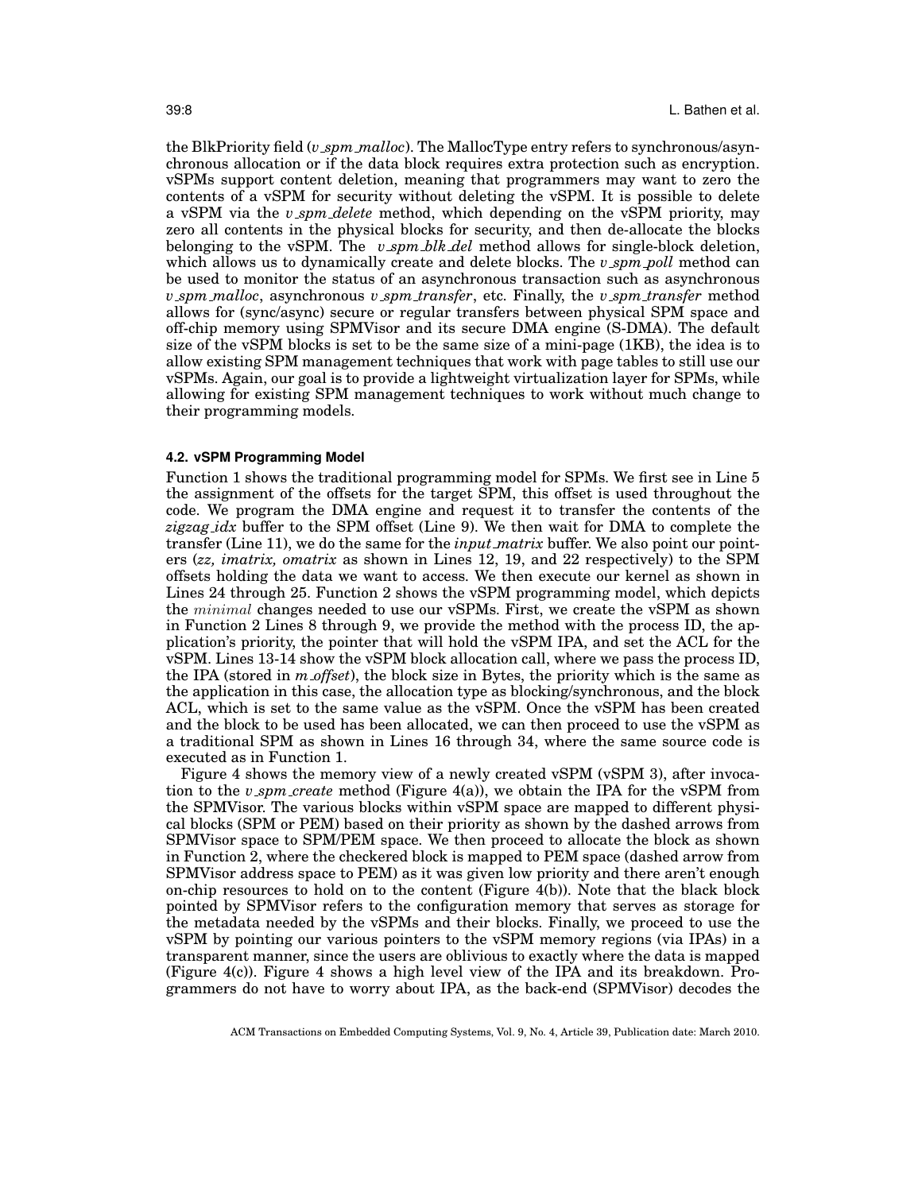the BlkPriority field (*v_spm_malloc*). The MallocType entry refers to synchronous/asynchronous allocation or if the data block requires extra protection such as encryption. vSPMs support content deletion, meaning that programmers may want to zero the contents of a vSPM for security without deleting the vSPM. It is possible to delete a vSPM via the *v_spm_delete* method, which depending on the vSPM priority, may zero all contents in the physical blocks for security, and then de-allocate the blocks belonging to the vSPM. The *v_spm_blk_del* method allows for single-block deletion, which allows us to dynamically create and delete blocks. The *v_spm_poll* method can be used to monitor the status of an asynchronous transaction such as asynchronous *v_spm_malloc*, asynchronous *v_spm_transfer*, etc. Finally, the *v_spm_transfer* method allows for (sync/async) secure or regular transfers between physical SPM space and off-chip memory using SPMVisor and its secure DMA engine (S-DMA). The default size of the vSPM blocks is set to be the same size of a mini-page (1KB), the idea is to allow existing SPM management techniques that work with page tables to still use our vSPMs. Again, our goal is to provide a lightweight virtualization layer for SPMs, while allowing for existing SPM management techniques to work without much change to their programming models.

### 4.2. vSPM Programming Model

Function 1 shows the traditional programming model for SPMs. We first see in Line 5 the assignment of the offsets for the target SPM, this offset is used throughout the code. We program the DMA engine and request it to transfer the contents of the *zigzag_idx* buffer to the SPM offset (Line 9). We then wait for DMA to complete the transfer (Line 11), we do the same for the *input_matrix* buffer. We also point our pointers (*zz, imatrix, omatrix* as shown in Lines 12, 19, and 22 respectively) to the SPM offsets holding the data we want to access. We then execute our kernel as shown in Lines 24 through 25. Function 2 shows the vSPM programming model, which depicts the *minimal* changes needed to use our vSPMs. First, we create the vSPM as shown in Function 2 Lines 8 through 9, we provide the method with the process ID, the application's priority, the pointer that will hold the vSPM IPA, and set the ACL for the vSPM. Lines 13-14 show the vSPM block allocation call, where we pass the process ID, the IPA (stored in *m_offset*), the block size in Bytes, the priority which is the same as the application in this case, the allocation type as blocking/synchronous, and the block ACL, which is set to the same value as the vSPM. Once the vSPM has been created and the block to be used has been allocated, we can then proceed to use the vSPM as a traditional SPM as shown in Lines 16 through 34, where the same source code is executed as in Function 1.

Figure 4 shows the memory view of a newly created vSPM (vSPM 3), after invocation to the *v_spm_create* method (Figure 4(a)), we obtain the IPA for the vSPM from the SPMVisor. The various blocks within vSPM space are mapped to different physical blocks (SPM or PEM) based on their priority as shown by the dashed arrows from SPMVisor space to SPM/PEM space. We then proceed to allocate the block as shown in Function 2, where the checkered block is mapped to PEM space (dashed arrow from SPMVisor address space to PEM) as it was given low priority and there aren't enough on-chip resources to hold on to the content (Figure 4(b)). Note that the black block pointed by SPMVisor refers to the configuration memory that serves as storage for the metadata needed by the vSPMs and their blocks. Finally, we proceed to use the vSPM by pointing our various pointers to the vSPM memory regions (via IPAs) in a transparent manner, since the users are oblivious to exactly where the data is mapped (Figure 4(c)). Figure 4 shows a high level view of the IPA and its breakdown. Programmers do not have to worry about IPA, as the back-end (SPMVisor) decodes the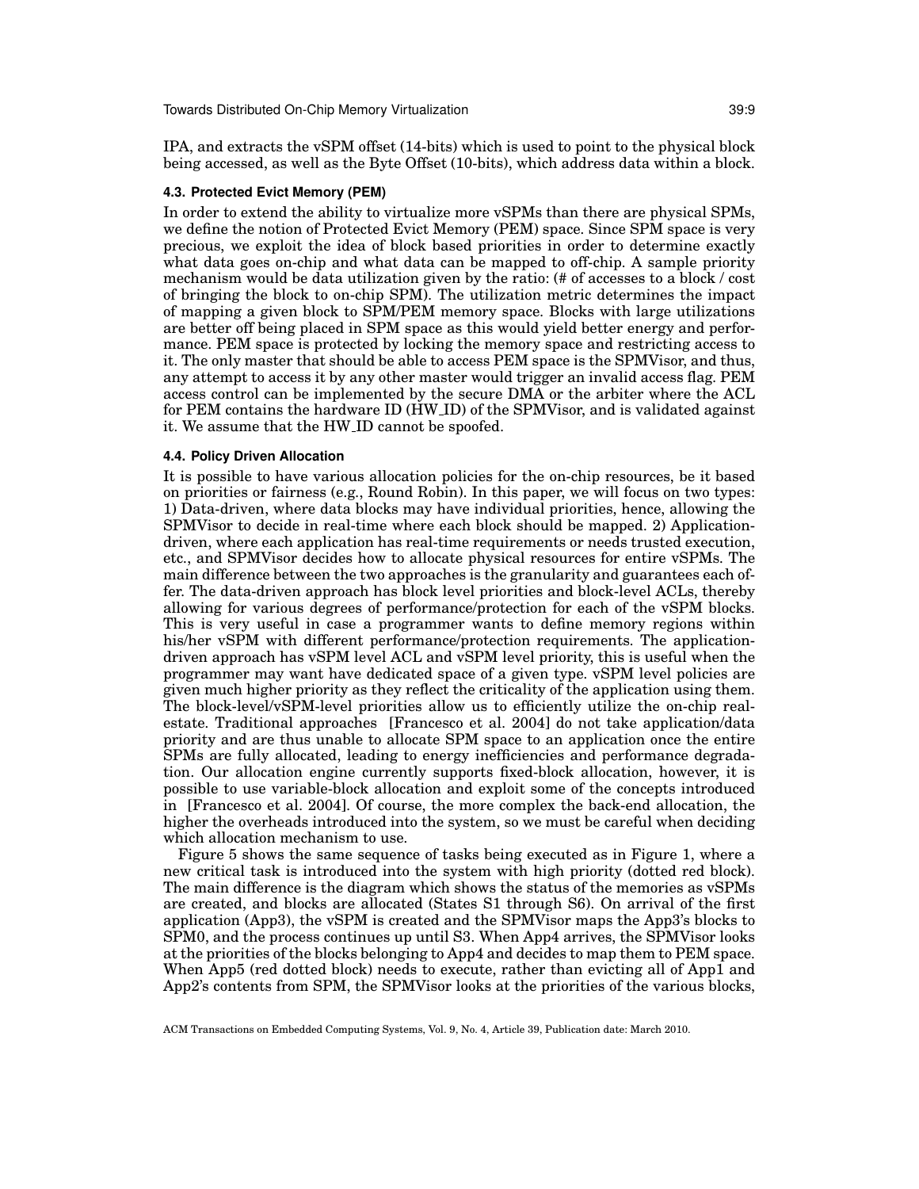IPA, and extracts the vSPM offset (14-bits) which is used to point to the physical block being accessed, as well as the Byte Offset (10-bits), which address data within a block.

### 4.3. Protected Evict Memory (PEM)

In order to extend the ability to virtualize more vSPMs than there are physical SPMs, we define the notion of Protected Evict Memory (PEM) space. Since SPM space is very precious, we exploit the idea of block based priorities in order to determine exactly what data goes on-chip and what data can be mapped to off-chip. A sample priority mechanism would be data utilization given by the ratio: (# of accesses to a block / cost of bringing the block to on-chip SPM). The utilization metric determines the impact of mapping a given block to SPM/PEM memory space. Blocks with large utilizations are better off being placed in SPM space as this would yield better energy and performance. PEM space is protected by locking the memory space and restricting access to it. The only master that should be able to access PEM space is the SPMVisor, and thus, any attempt to access it by any other master would trigger an invalid access flag. PEM access control can be implemented by the secure DMA or the arbiter where the ACL for PEM contains the hardware ID (HW_ID) of the SPMVisor, and is validated against it. We assume that the HW_ID cannot be spoofed.

### 4.4. Policy Driven Allocation

It is possible to have various allocation policies for the on-chip resources, be it based on priorities or fairness (e.g., Round Robin). In this paper, we will focus on two types: 1) Data-driven, where data blocks may have individual priorities, hence, allowing the SPMVisor to decide in real-time where each block should be mapped. 2) Application-driven, where each application has real-time requirements or needs trusted execution, etc., and SPMVisor decides how to allocate physical resources for entire vSPMs. The main difference between the two approaches is the granularity and guarantees each offer. The data-driven approach has block level priorities and block-level ACLs, thereby allowing for various degrees of performance/protection for each of the vSPM blocks. This is very useful in case a programmer wants to define memory regions within his/her vSPM with different performance/protection requirements. The application-driven approach has vSPM level ACL and vSPM level priority, this is useful when the programmer may want have dedicated space of a given type. vSPM level policies are given much higher priority as they reflect the criticality of the application using them. The block-level/vSPM-level priorities allow us to efficiently utilize the on-chip real-estate. Traditional approaches [Francesco et al. 2004] do not take application/data priority and are thus unable to allocate SPM space to an application once the entire SPMs are fully allocated, leading to energy inefficiencies and performance degradation. Our allocation engine currently supports fixed-block allocation, however, it is possible to use variable-block allocation and exploit some of the concepts introduced in [Francesco et al. 2004]. Of course, the more complex the back-end allocation, the higher the overheads introduced into the system, so we must be careful when deciding which allocation mechanism to use.

Figure 5 shows the same sequence of tasks being executed as in Figure 1, where a new critical task is introduced into the system with high priority (dotted red block). The main difference is the diagram which shows the status of the memories as vSPMs are created, and blocks are allocated (States S1 through S6). On arrival of the first application (App3), the vSPM is created and the SPMVisor maps the App3's blocks to SPM0, and the process continues up until S3. When App4 arrives, the SPMVisor looks at the priorities of the blocks belonging to App4 and decides to map them to PEM space. When App5 (red dotted block) needs to execute, rather than evicting all of App1 and App2's contents from SPM, the SPMVisor looks at the priorities of the various blocks,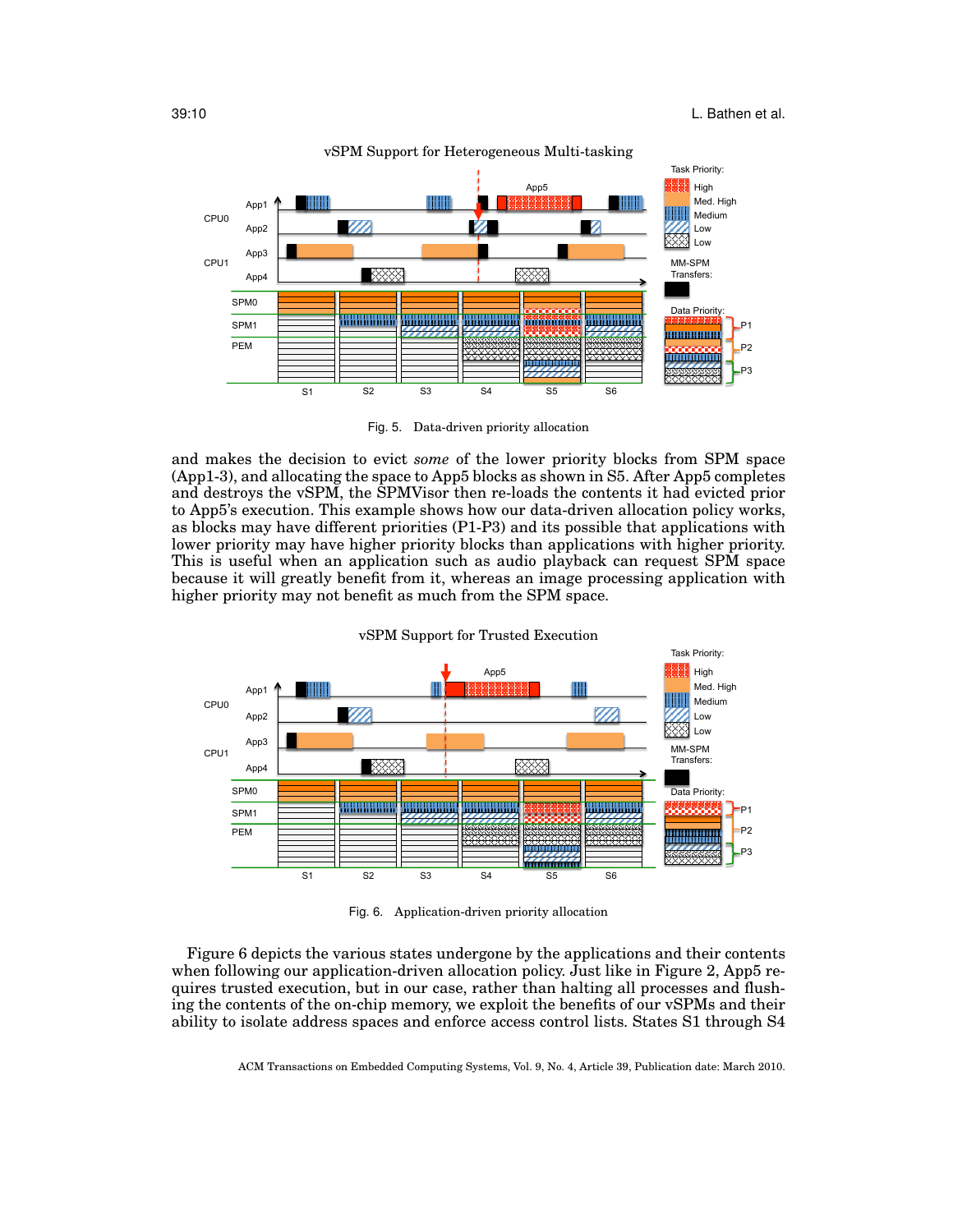Fig. 5. Data-driven priority allocation

and makes the decision to evict *some* of the lower priority blocks from SPM space (App1-3), and allocating the space to App5 blocks as shown in S5. After App5 completes and destroys the vSPM, the SPMVisor then re-loads the contents it had evicted prior to App5's execution. This example shows how our data-driven allocation policy works, as blocks may have different priorities (P1-P3) and its possible that applications with lower priority may have higher priority blocks than applications with higher priority. This is useful when an application such as audio playback can request SPM space because it will greatly benefit from it, whereas an image processing application with higher priority may not benefit as much from the SPM space.

Fig. 6. Application-driven priority allocation

Figure 6 depicts the various states undergone by the applications and their contents when following our application-driven allocation policy. Just like in Figure 2, App5 requires trusted execution, but in our case, rather than halting all processes and flushing the contents of the on-chip memory, we exploit the benefits of our vSPMs and their ability to isolate address spaces and enforce access control lists. States S1 through S4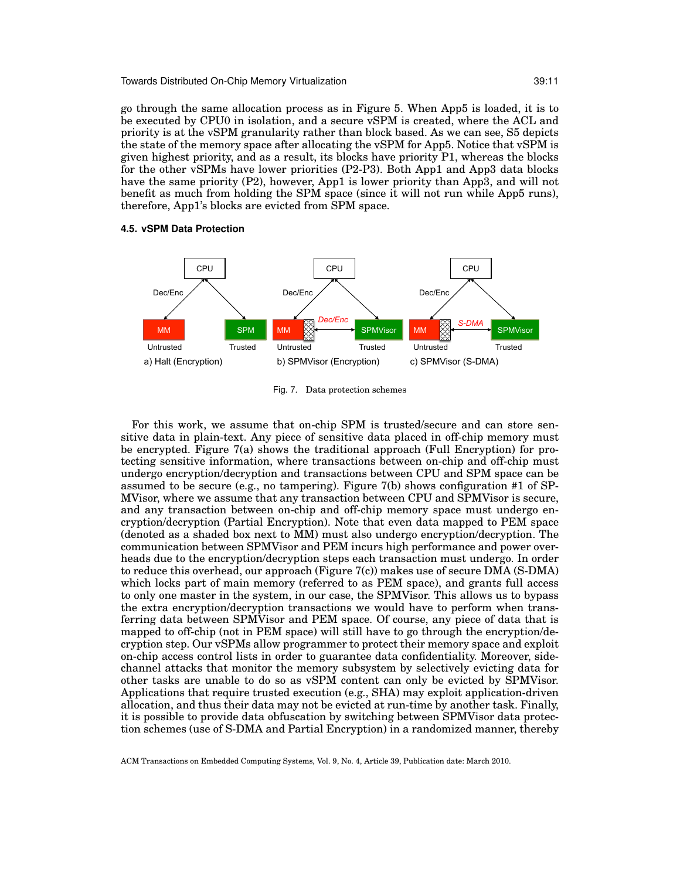go through the same allocation process as in Figure 5. When App5 is loaded, it is to be executed by CPU0 in isolation, and a secure vSPM is created, where the ACL and priority is at the vSPM granularity rather than block based. As we can see, S5 depicts the state of the memory space after allocating the vSPM for App5. Notice that vSPM is given highest priority, and as a result, its blocks have priority P1, whereas the blocks for the other vSPMs have lower priorities (P2-P3). Both App1 and App3 data blocks have the same priority (P2), however, App1 is lower priority than App3, and will not benefit as much from holding the SPM space (since it will not run while App5 runs), therefore, App1's blocks are evicted from SPM space.

### 4.5. vSPM Data Protection

Fig. 7. Data protection schemes

For this work, we assume that on-chip SPM is trusted/secure and can store sensitive data in plain-text. Any piece of sensitive data placed in off-chip memory must be encrypted. Figure 7(a) shows the traditional approach (Full Encryption) for protecting sensitive information, where transactions between on-chip and off-chip must undergo encryption/decryption and transactions between CPU and SPM space can be assumed to be secure (e.g., no tampering). Figure 7(b) shows configuration #1 of SPMVisor, where we assume that any transaction between CPU and SPMVisor is secure, and any transaction between on-chip and off-chip memory space must undergo encryption/decryption (Partial Encryption). Note that even data mapped to PEM space (denoted as a shaded box next to MM) must also undergo encryption/decryption. The communication between SPMVisor and PEM incurs high performance and power overheads due to the encryption/decryption steps each transaction must undergo. In order to reduce this overhead, our approach (Figure 7(c)) makes use of secure DMA (S-DMA) which locks part of main memory (referred to as PEM space), and grants full access to only one master in the system, in our case, the SPMVisor. This allows us to bypass the extra encryption/decryption transactions we would have to perform when transferring data between SPMVisor and PEM space. Of course, any piece of data that is mapped to off-chip (not in PEM space) will still have to go through the encryption/decryption step. Our vSPMs allow programmer to protect their memory space and exploit on-chip access control lists in order to guarantee data confidentiality. Moreover, side-channel attacks that monitor the memory subsystem by selectively evicting data for other tasks are unable to do so as vSPM content can only be evicted by SPMVisor. Applications that require trusted execution (e.g., SHA) may exploit application-driven allocation, and thus their data may not be evicted at run-time by another task. Finally, it is possible to provide data obfuscation by switching between SPMVisor data protection schemes (use of S-DMA and Partial Encryption) in a randomized manner, thereby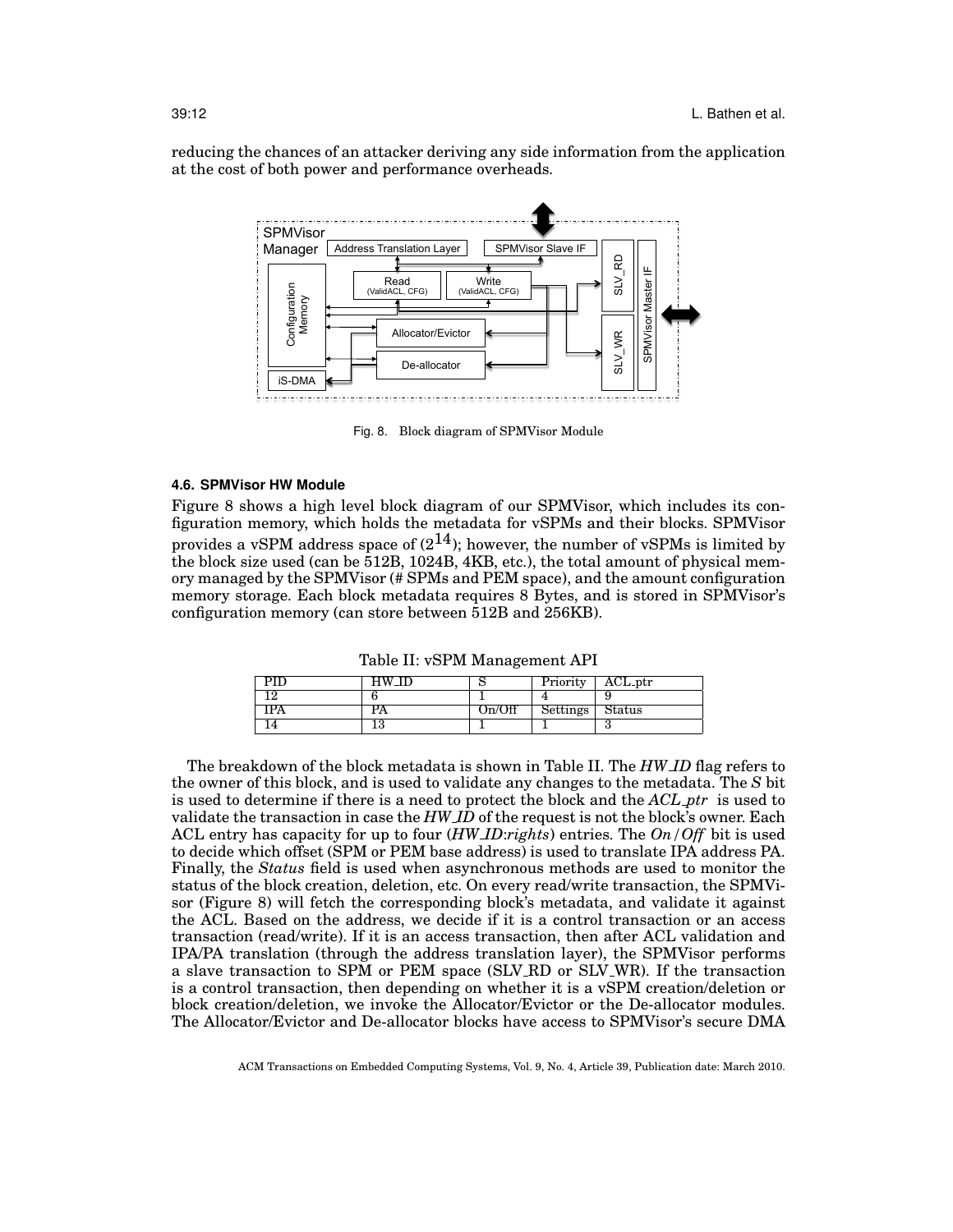reducing the chances of an attacker deriving any side information from the application at the cost of both power and performance overheads.

Fig. 8. Block diagram of SPMVisor Module

### 4.6. SPMVisor HW Module

Figure 8 shows a high level block diagram of our SPMVisor, which includes its configuration memory, which holds the metadata for vSPMs and their blocks. SPMVisor provides a vSPM address space of $(2^{14})$; however, the number of vSPMs is limited by the block size used (can be 512B, 1024B, 4KB, etc.), the total amount of physical memory managed by the SPMVisor (# SPMs and PEM space), and the amount configuration memory storage. Each block metadata requires 8 Bytes, and is stored in SPMVisor's configuration memory (can store between 512B and 256KB).

Table II: vSPM Management API

| PID | HW_ID | S | Priority | ACL_ptr |
|---|---|---|---|---|
| 12 | 6 | 1 | 4 | 9 |
| IPA | PA | On/Off | Settings | Status |
| 14 | 13 | 1 | 1 | 3 |

The breakdown of the block metadata is shown in Table II. The *HW_ID* flag refers to the owner of this block, and is used to validate any changes to the metadata. The *S* bit is used to determine if there is a need to protect the block and the *ACL_ptr* is used to validate the transaction in case the *HW_ID* of the request is not the block's owner. Each ACL entry has capacity for up to four (*HW_ID:rights*) entries. The *On/Off* bit is used to decide which offset (SPM or PEM base address) is used to translate IPA address PA. Finally, the *Status* field is used when asynchronous methods are used to monitor the status of the block creation, deletion, etc. On every read/write transaction, the SPMVisor (Figure 8) will fetch the corresponding block's metadata, and validate it against the ACL. Based on the address, we decide if it is a control transaction or an access transaction (read/write). If it is an access transaction, then after ACL validation and IPA/PA translation (through the address translation layer), the SPMVisor performs a slave transaction to SPM or PEM space (SLV_RD or SLV_WR). If the transaction is a control transaction, then depending on whether it is a vSPM creation/deletion or block creation/deletion, we invoke the Allocator/Evictor or the De-allocator modules. The Allocator/Evictor and De-allocator blocks have access to SPMVisor's secure DMA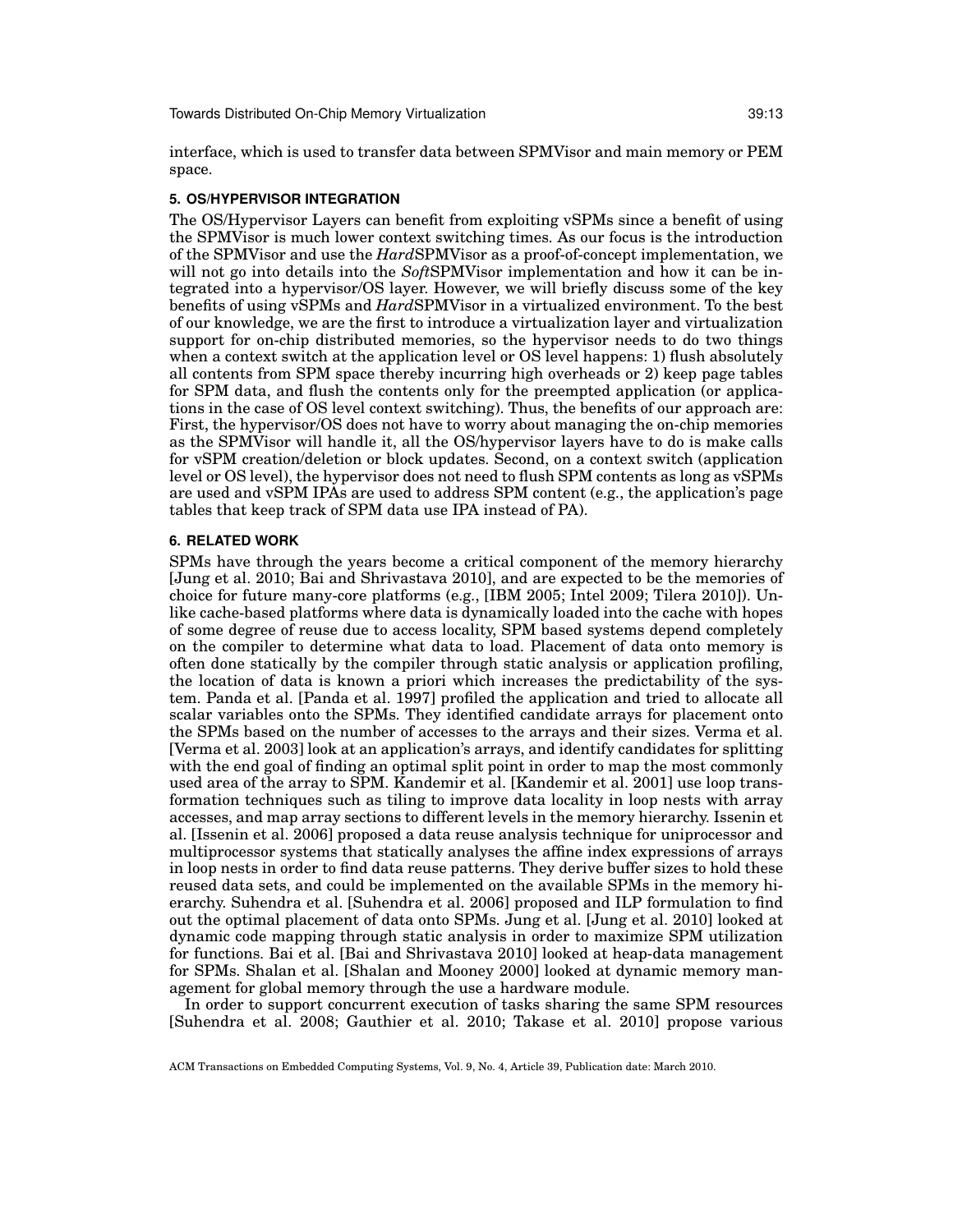interface, which is used to transfer data between SPMVisor and main memory or PEM space.

## 5. OS/HYPERVISOR INTEGRATION

The OS/Hypervisor Layers can benefit from exploiting vSPMs since a benefit of using the SPMVisor is much lower context switching times. As our focus is the introduction of the SPMVisor and use the *Hard*SPMVisor as a proof-of-concept implementation, we will not go into details into the *Soft*SPMVisor implementation and how it can be integrated into a hypervisor/OS layer. However, we will briefly discuss some of the key benefits of using vSPMs and *Hard*SPMVisor in a virtualized environment. To the best of our knowledge, we are the first to introduce a virtualization layer and virtualization support for on-chip distributed memories, so the hypervisor needs to do two things when a context switch at the application level or OS level happens: 1) flush absolutely all contents from SPM space thereby incurring high overheads or 2) keep page tables for SPM data, and flush the contents only for the preempted application (or applications in the case of OS level context switching). Thus, the benefits of our approach are: First, the hypervisor/OS does not have to worry about managing the on-chip memories as the SPMVisor will handle it, all the OS/hypervisor layers have to do is make calls for vSPM creation/deletion or block updates. Second, on a context switch (application level or OS level), the hypervisor does not need to flush SPM contents as long as vSPMs are used and vSPM IPAs are used to address SPM content (e.g., the application's page tables that keep track of SPM data use IPA instead of PA).

## 6. RELATED WORK

SPMs have through the years become a critical component of the memory hierarchy [Jung et al. 2010; Bai and Shrivastava 2010], and are expected to be the memories of choice for future many-core platforms (e.g., [IBM 2005; Intel 2009; Tilera 2010]). Unlike cache-based platforms where data is dynamically loaded into the cache with hopes of some degree of reuse due to access locality, SPM based systems depend completely on the compiler to determine what data to load. Placement of data onto memory is often done statically by the compiler through static analysis or application profiling, the location of data is known a priori which increases the predictability of the system. Panda et al. [Panda et al. 1997] profiled the application and tried to allocate all scalar variables onto the SPMs. They identified candidate arrays for placement onto the SPMs based on the number of accesses to the arrays and their sizes. Verma et al. [Verma et al. 2003] look at an application's arrays, and identify candidates for splitting with the end goal of finding an optimal split point in order to map the most commonly used area of the array to SPM. Kandemir et al. [Kandemir et al. 2001] use loop transformation techniques such as tiling to improve data locality in loop nests with array accesses, and map array sections to different levels in the memory hierarchy. Issenin et al. [Issenin et al. 2006] proposed a data reuse analysis technique for uniprocessor and multiprocessor systems that statically analyses the affine index expressions of arrays in loop nests in order to find data reuse patterns. They derive buffer sizes to hold these reused data sets, and could be implemented on the available SPMs in the memory hierarchy. Suhendra et al. [Suhendra et al. 2006] proposed and ILP formulation to find out the optimal placement of data onto SPMs. Jung et al. [Jung et al. 2010] looked at dynamic code mapping through static analysis in order to maximize SPM utilization for functions. Bai et al. [Bai and Shrivastava 2010] looked at heap-data management for SPMs. Shalan et al. [Shalan and Mooney 2000] looked at dynamic memory management for global memory through the use a hardware module.

In order to support concurrent execution of tasks sharing the same SPM resources [Suhendra et al. 2008; Gauthier et al. 2010; Takase et al. 2010] propose various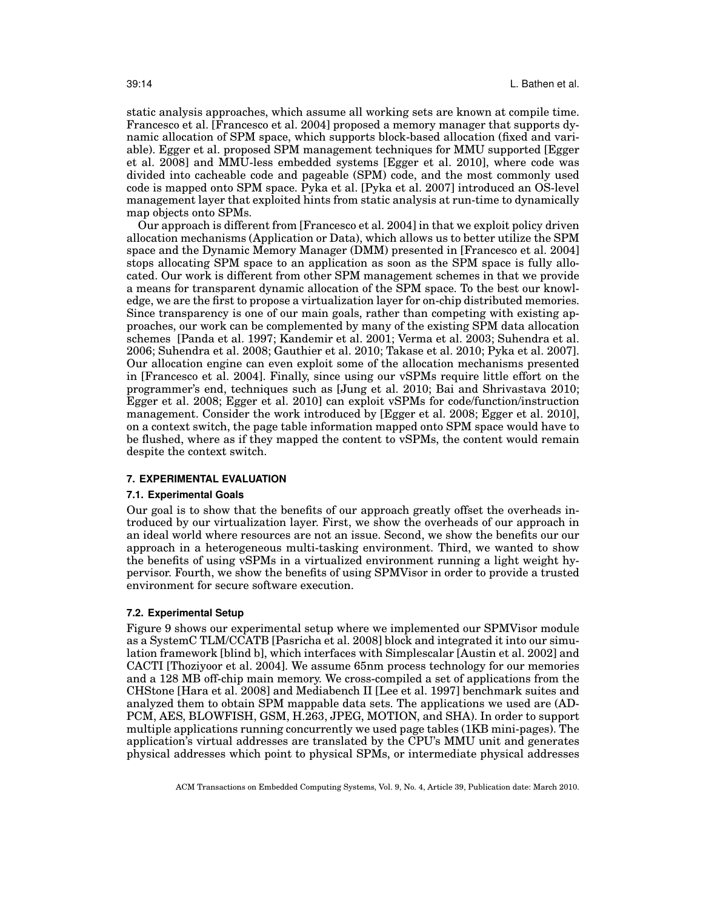static analysis approaches, which assume all working sets are known at compile time. Francesco et al. [Francesco et al. 2004] proposed a memory manager that supports dynamic allocation of SPM space, which supports block-based allocation (fixed and variable). Egger et al. proposed SPM management techniques for MMU supported [Egger et al. 2008] and MMU-less embedded systems [Egger et al. 2010], where code was divided into cacheable code and pageable (SPM) code, and the most commonly used code is mapped onto SPM space. Pyka et al. [Pyka et al. 2007] introduced an OS-level management layer that exploited hints from static analysis at run-time to dynamically map objects onto SPMs.

Our approach is different from [Francesco et al. 2004] in that we exploit policy driven allocation mechanisms (Application or Data), which allows us to better utilize the SPM space and the Dynamic Memory Manager (DMM) presented in [Francesco et al. 2004] stops allocating SPM space to an application as soon as the SPM space is fully allocated. Our work is different from other SPM management schemes in that we provide a means for transparent dynamic allocation of the SPM space. To the best our knowledge, we are the first to propose a virtualization layer for on-chip distributed memories. Since transparency is one of our main goals, rather than competing with existing approaches, our work can be complemented by many of the existing SPM data allocation schemes [Panda et al. 1997; Kandemir et al. 2001; Verma et al. 2003; Suhendra et al. 2006; Suhendra et al. 2008; Gauthier et al. 2010; Takase et al. 2010; Pyka et al. 2007]. Our allocation engine can even exploit some of the allocation mechanisms presented in [Francesco et al. 2004]. Finally, since using our vSPMs require little effort on the programmer's end, techniques such as [Jung et al. 2010; Bai and Shrivastava 2010; Egger et al. 2008; Egger et al. 2010] can exploit vSPMs for code/function/instruction management. Consider the work introduced by [Egger et al. 2008; Egger et al. 2010], on a context switch, the page table information mapped onto SPM space would have to be flushed, where as if they mapped the content to vSPMs, the content would remain despite the context switch.

## 7. EXPERIMENTAL EVALUATION

### 7.1. Experimental Goals

Our goal is to show that the benefits of our approach greatly offset the overheads introduced by our virtualization layer. First, we show the overheads of our approach in an ideal world where resources are not an issue. Second, we show the benefits our our approach in a heterogeneous multi-tasking environment. Third, we wanted to show the benefits of using vSPMs in a virtualized environment running a light weight hypervisor. Fourth, we show the benefits of using SPMVisor in order to provide a trusted environment for secure software execution.

### 7.2. Experimental Setup

Figure 9 shows our experimental setup where we implemented our SPMVisor module as a SystemC TLM/CCATB [Pasricha et al. 2008] block and integrated it into our simulation framework [blind b], which interfaces with Simplescalar [Austin et al. 2002] and CACTI [Thoziyoor et al. 2004]. We assume 65nm process technology for our memories and a 128 MB off-chip main memory. We cross-compiled a set of applications from the CHStone [Hara et al. 2008] and Mediabench II [Lee et al. 1997] benchmark suites and analyzed them to obtain SPM mappable data sets. The applications we used are (ADPCM, AES, BLOWFISH, GSM, H.263, JPEG, MOTION, and SHA). In order to support multiple applications running concurrently we used page tables (1KB mini-pages). The application's virtual addresses are translated by the CPU's MMU unit and generates physical addresses which point to physical SPMs, or intermediate physical addresses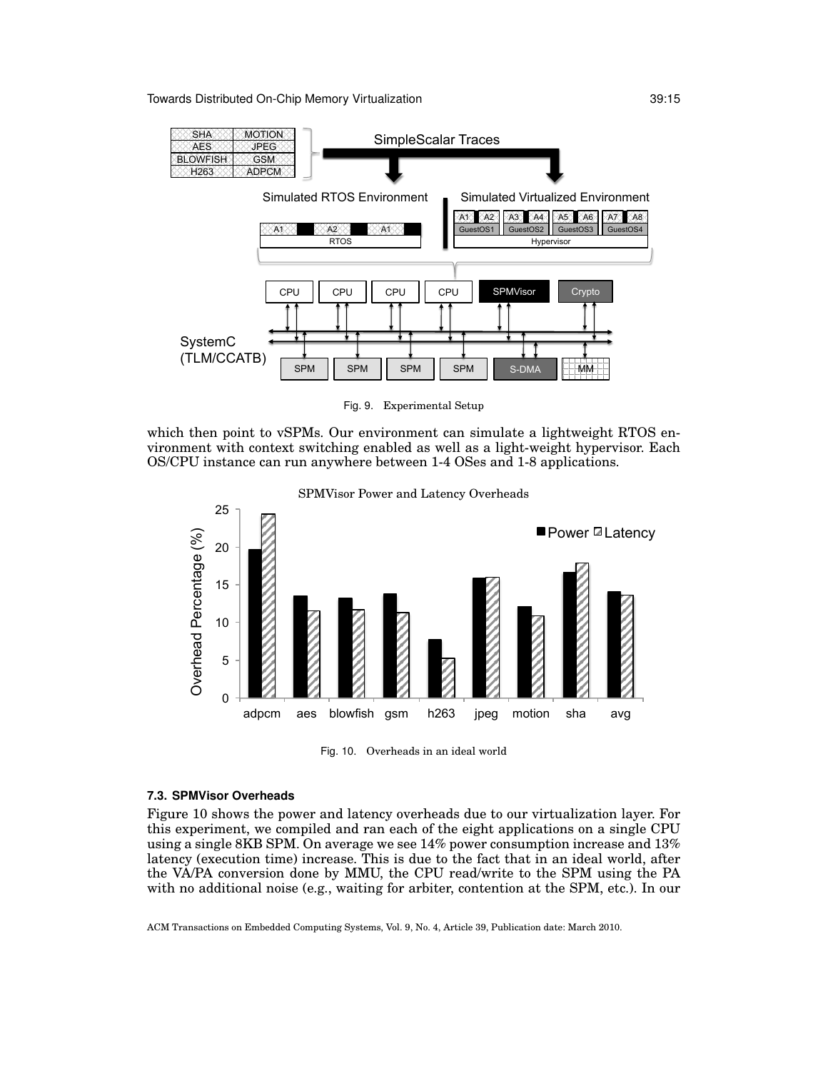Fig. 9. Experimental Setup

which then point to vSPMs. Our environment can simulate a lightweight RTOS environment with context switching enabled as well as a light-weight hypervisor. Each OS/CPU instance can run anywhere between 1-4 OSes and 1-8 applications.

Fig. 10. Overheads in an ideal world

### 7.3. SPMVisor Overheads

Figure 10 shows the power and latency overheads due to our virtualization layer. For this experiment, we compiled and ran each of the eight applications on a single CPU using a single 8KB SPM. On average we see 14% power consumption increase and 13% latency (execution time) increase. This is due to the fact that in an ideal world, after the VA/PA conversion done by MMU, the CPU read/write to the SPM using the PA with no additional noise (e.g., waiting for arbiter, contention at the SPM, etc.). In our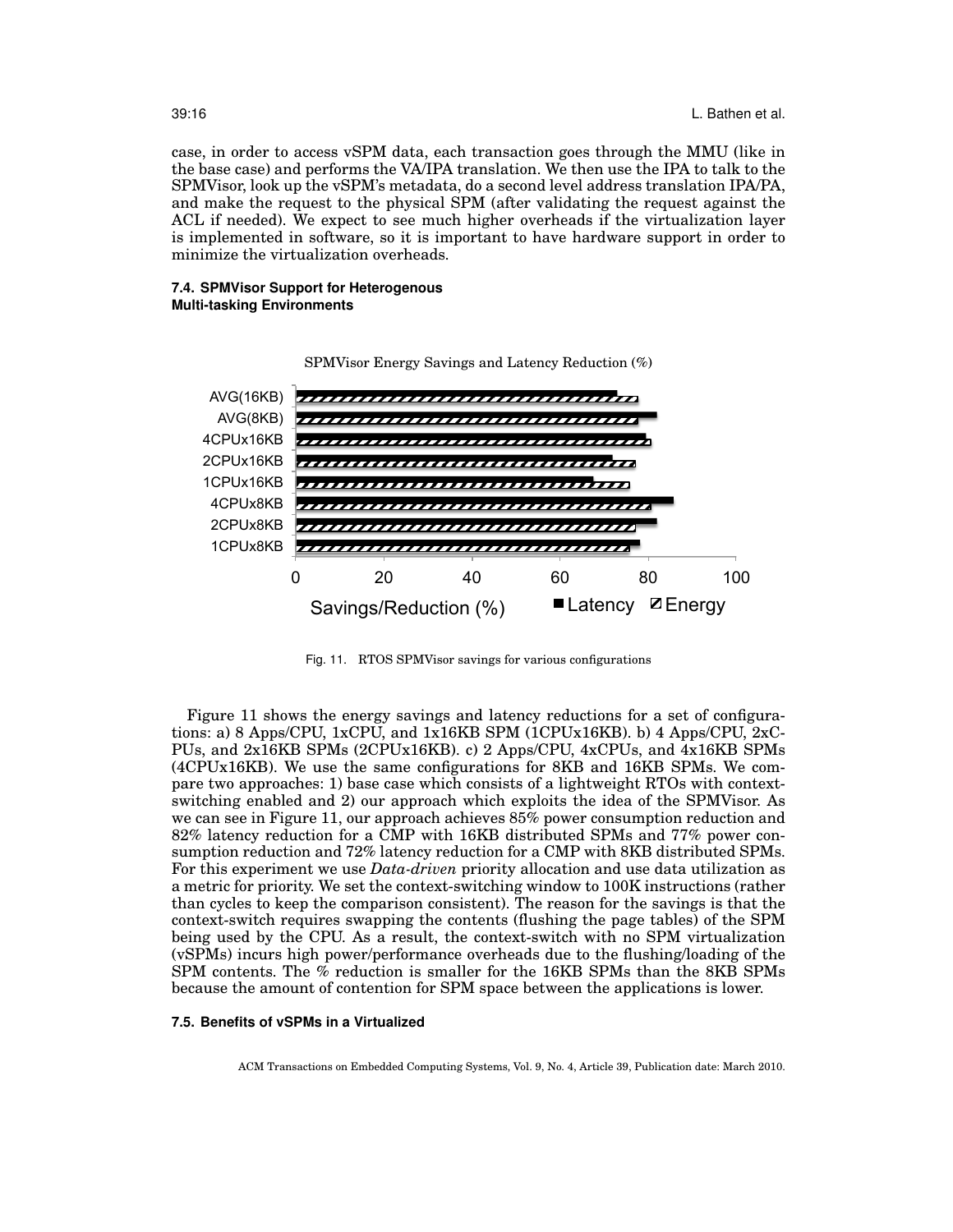case, in order to access vSPM data, each transaction goes through the MMU (like in the base case) and performs the VA/IPA translation. We then use the IPA to talk to the SPMVisor, look up the vSPM's metadata, do a second level address translation IPA/PA, and make the request to the physical SPM (after validating the request against the ACL if needed). We expect to see much higher overheads if the virtualization layer is implemented in software, so it is important to have hardware support in order to minimize the virtualization overheads.

### 7.4. SPMVisor Support for Heterogenous Multi-tasking Environments

Fig. 11. RTOS SPMVisor savings for various configurations

Figure 11 shows the energy savings and latency reductions for a set of configurations: a) 8 Apps/CPU, 1xCPU, and 1x16KB SPM (1CPUx16KB). b) 4 Apps/CPU, 2xCPUs, and 2x16KB SPMs (2CPUx16KB). c) 2 Apps/CPU, 4xCPUs, and 4x16KB SPMs (4CPUx16KB). We use the same configurations for 8KB and 16KB SPMs. We compare two approaches: 1) base case which consists of a lightweight RTOs with context-switching enabled and 2) our approach which exploits the idea of the SPMVisor. As we can see in Figure 11, our approach achieves 85% power consumption reduction and 82% latency reduction for a CMP with 16KB distributed SPMs and 77% power consumption reduction and 72% latency reduction for a CMP with 8KB distributed SPMs. For this experiment we use *Data-driven* priority allocation and use data utilization as a metric for priority. We set the context-switching window to 100K instructions (rather than cycles to keep the comparison consistent). The reason for the savings is that the context-switch requires swapping the contents (flushing the page tables) of the SPM being used by the CPU. As a result, the context-switch with no SPM virtualization (vSPMs) incurs high power/performance overheads due to the flushing/loading of the SPM contents. The % reduction is smaller for the 16KB SPMs than the 8KB SPMs because the amount of contention for SPM space between the applications is lower.

### 7.5. Benefits of vSPMs in a Virtualized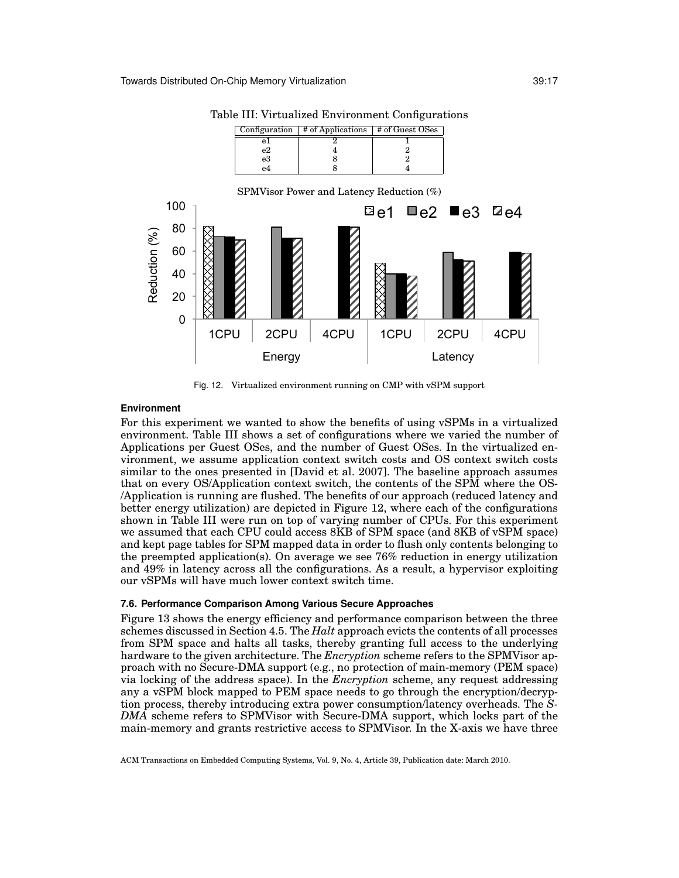Table III: Virtualized Environment Configurations

| Configuration | # of Applications | # of Guest OSes |
|---|---|---|
| e1 | 2 | 1 |
| e2 | 4 | 2 |
| e3 | 8 | 2 |
| e4 | 8 | 4 |

Fig. 12. Virtualized environment running on CMP with vSPM support

**Environment**

For this experiment we wanted to show the benefits of using vSPMs in a virtualized environment. Table III shows a set of configurations where we varied the number of Applications per Guest OSes, and the number of Guest OSes. In the virtualized environment, we assume application context switch costs and OS context switch costs similar to the ones presented in [David et al. 2007]. The baseline approach assumes that on every OS/Application context switch, the contents of the SPM where the OS-/Application is running are flushed. The benefits of our approach (reduced latency and better energy utilization) are depicted in Figure 12, where each of the configurations shown in Table III were run on top of varying number of CPUs. For this experiment we assumed that each CPU could access 8KB of SPM space (and 8KB of vSPM space) and kept page tables for SPM mapped data in order to flush only contents belonging to the preempted application(s). On average we see 76% reduction in energy utilization and 49% in latency across all the configurations. As a result, a hypervisor exploiting our vSPMs will have much lower context switch time.

### 7.6. Performance Comparison Among Various Secure Approaches

Figure 13 shows the energy efficiency and performance comparison between the three schemes discussed in Section 4.5. The *Halt* approach evicts the contents of all processes from SPM space and halts all tasks, thereby granting full access to the underlying hardware to the given architecture. The *Encryption* scheme refers to the SPMVisor approach with no Secure-DMA support (e.g., no protection of main-memory (PEM space) via locking of the address space). In the *Encryption* scheme, any request addressing any a vSPM block mapped to PEM space needs to go through the encryption/decryption process, thereby introducing extra power consumption/latency overheads. The *S-DMA* scheme refers to SPMVisor with Secure-DMA support, which locks part of the main-memory and grants restrictive access to SPMVisor. In the X-axis we have three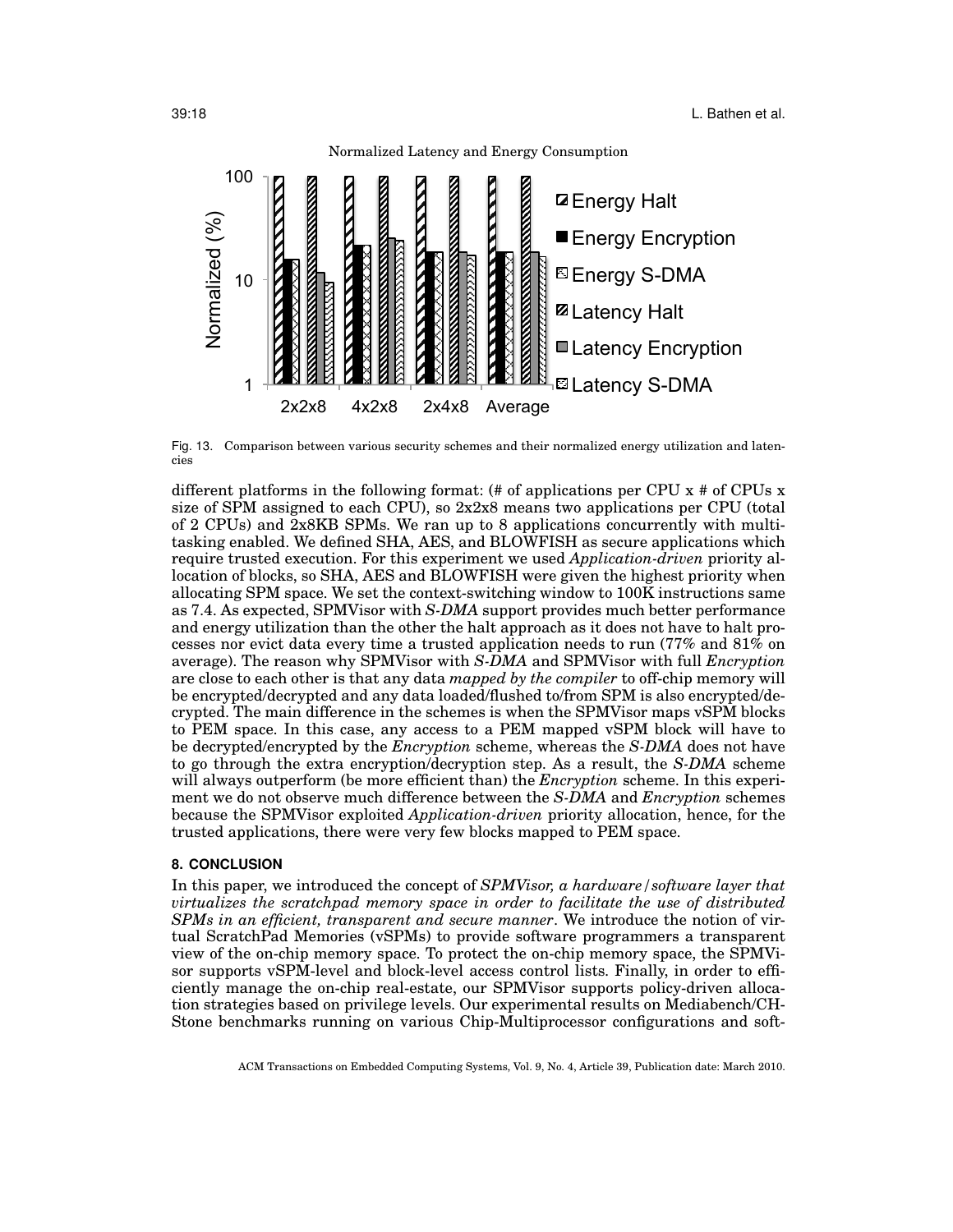Normalized Latency and Energy Consumption

100

10

1

Normalized (%)

2x2x8 4x2x8 2x4x8 Average

Energy Halt

Energy Encryption

Energy S-DMA

Latency Halt

Latency Encryption

Latency S-DMA

Fig. 13. Comparison between various security schemes and their normalized energy utilization and latencies

different platforms in the following format: (# of applications per CPU x # of CPUs x size of SPM assigned to each CPU), so 2x2x8 means two applications per CPU (total of 2 CPUs) and 2x8KB SPMs. We ran up to 8 applications concurrently with multitasking enabled. We defined SHA, AES, and BLOWFISH as secure applications which require trusted execution. For this experiment we used *Application-driven* priority allocation of blocks, so SHA, AES and BLOWFISH were given the highest priority when allocating SPM space. We set the context-switching window to 100K instructions same as 7.4. As expected, SPMVisor with *S-DMA* support provides much better performance and energy utilization than the other the halt approach as it does not have to halt processes nor evict data every time a trusted application needs to run (77% and 81% on average). The reason why SPMVisor with *S-DMA* and SPMVisor with full *Encryption* are close to each other is that any data *mapped by the compiler* to off-chip memory will be encrypted/decrypted and any data loaded/flushed to/from SPM is also encrypted/decrypted. The main difference in the schemes is when the SPMVisor maps vSPM blocks to PEM space. In this case, any access to a PEM mapped vSPM block will have to be decrypted/encrypted by the *Encryption* scheme, whereas the *S-DMA* does not have to go through the extra encryption/decryption step. As a result, the *S-DMA* scheme will always outperform (be more efficient than) the *Encryption* scheme. In this experiment we do not observe much difference between the *S-DMA* and *Encryption* schemes because the SPMVisor exploited *Application-driven* priority allocation, hence, for the trusted applications, there were very few blocks mapped to PEM space.

## 8. CONCLUSION

In this paper, we introduced the concept of *SPMVisor, a hardware/software layer that virtualizes the scratchpad memory space in order to facilitate the use of distributed SPMs in an efficient, transparent and secure manner*. We introduce the notion of virtual ScratchPad Memories (vSPMs) to provide software programmers a transparent view of the on-chip memory space. To protect the on-chip memory space, the SPMVisor supports vSPM-level and block-level access control lists. Finally, in order to efficiently manage the on-chip real-estate, our SPMVisor supports policy-driven allocation strategies based on privilege levels. Our experimental results on Mediabench/CHStone benchmarks running on various Chip-Multiprocessor configurations and soft-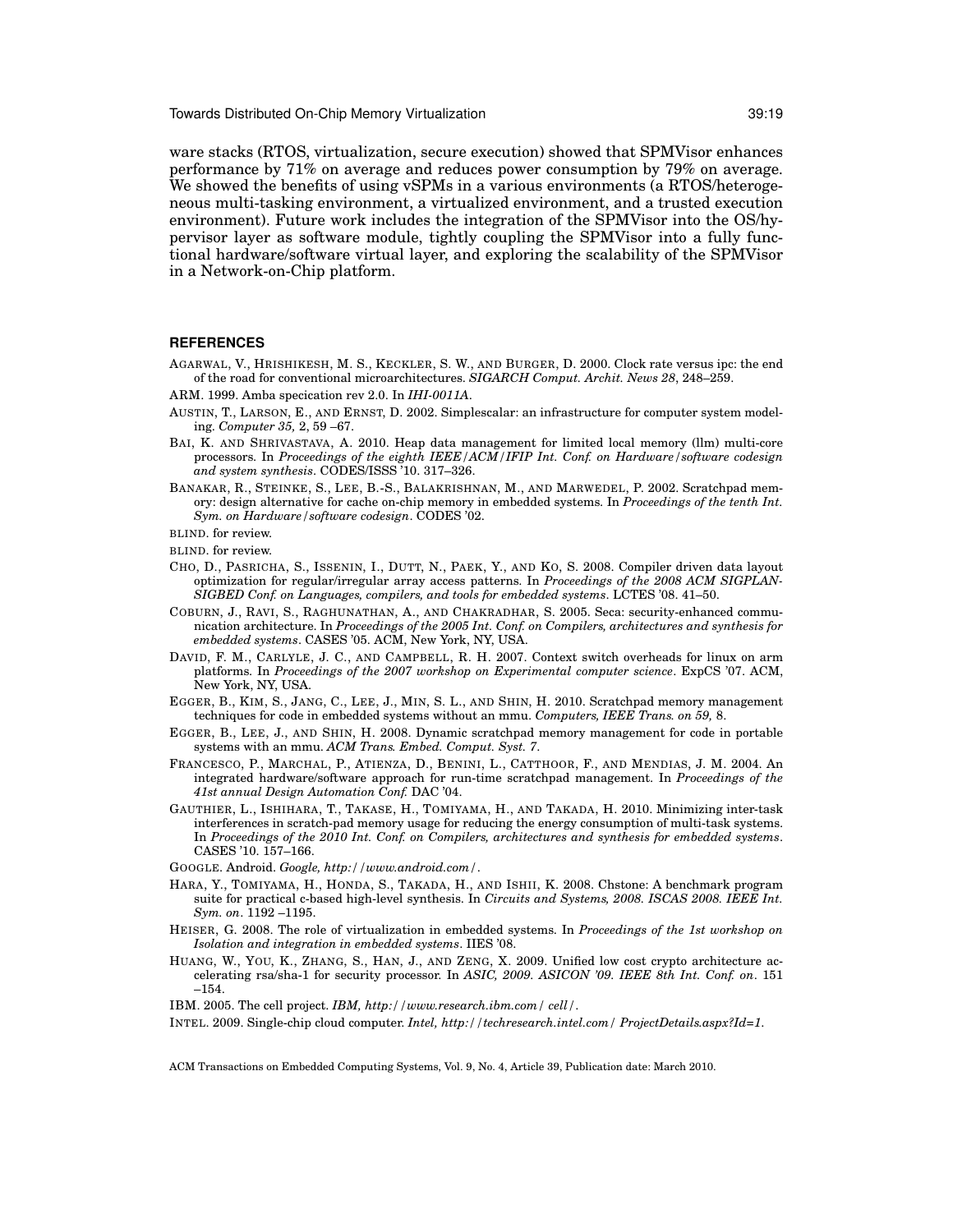ware stacks (RTOS, virtualization, secure execution) showed that SPMVisor enhances performance by 71% on average and reduces power consumption by 79% on average. We showed the benefits of using vSPMs in a various environments (a RTOS/heterogeneous multi-tasking environment, a virtualized environment, and a trusted execution environment). Future work includes the integration of the SPMVisor into the OS/hypervisor layer as software module, tightly coupling the SPMVisor into a fully functional hardware/software virtual layer, and exploring the scalability of the SPMVisor in a Network-on-Chip platform.

## REFERENCES

AGARWAL, V., HRISHIKESH, M. S., KECKLER, S. W., AND BURGER, D. 2000. Clock rate versus ipc: the end of the road for conventional microarchitectures. *SIGARCH Comput. Archit. News 28*, 248–259.

ARM. 1999. Amba specication rev 2.0. In *IHI-0011A*.

AUSTIN, T., LARSON, E., AND ERNST, D. 2002. Simplescalar: an infrastructure for computer system modeling. *Computer 35,* 2, 59 –67.

BAI, K. AND SHRIVASTAVA, A. 2010. Heap data management for limited local memory (llm) multi-core processors. In *Proceedings of the eighth IEEE/ACM/IFIP Int. Conf. on Hardware/software codesign and system synthesis*. CODES/ISSS '10. 317–326.

BANAKAR, R., STEINKE, S., LEE, B.-S., BALAKRISHNAN, M., AND MARWEDEL, P. 2002. Scratchpad memory: design alternative for cache on-chip memory in embedded systems. In *Proceedings of the tenth Int. Sym. on Hardware/software codesign*. CODES '02.

BLIND. for review.

BLIND. for review.

CHO, D., PASRICHA, S., ISSENIN, I., DUTT, N., PAEK, Y., AND KO, S. 2008. Compiler driven data layout optimization for regular/irregular array access patterns. In *Proceedings of the 2008 ACM SIGPLAN-SIGBED Conf. on Languages, compilers, and tools for embedded systems*. LCTES '08. 41–50.

COBURN, J., RAVI, S., RAGHUNATHAN, A., AND CHAKRADHAR, S. 2005. Seca: security-enhanced communication architecture. In *Proceedings of the 2005 Int. Conf. on Compilers, architectures and synthesis for embedded systems*. CASES '05. ACM, New York, NY, USA.

DAVID, F. M., CARLYLE, J. C., AND CAMPBELL, R. H. 2007. Context switch overheads for linux on arm platforms. In *Proceedings of the 2007 workshop on Experimental computer science*. ExpCS '07. ACM, New York, NY, USA.

EGGER, B., KIM, S., JANG, C., LEE, J., MIN, S. L., AND SHIN, H. 2010. Scratchpad memory management techniques for code in embedded systems without an mmu. *Computers, IEEE Trans. on 59,* 8.

EGGER, B., LEE, J., AND SHIN, H. 2008. Dynamic scratchpad memory management for code in portable systems with an mmu. *ACM Trans. Embed. Comput. Syst. 7*.

FRANCESCO, P., MARCHAL, P., ATIENZA, D., BENINI, L., CATTHOOR, F., AND MENDIAS, J. M. 2004. An integrated hardware/software approach for run-time scratchpad management. In *Proceedings of the 41st annual Design Automation Conf.* DAC '04.

GAUTHIER, L., ISHIHARA, T., TAKASE, H., TOMIYAMA, H., AND TAKADA, H. 2010. Minimizing inter-task interferences in scratch-pad memory usage for reducing the energy consumption of multi-task systems. In *Proceedings of the 2010 Int. Conf. on Compilers, architectures and synthesis for embedded systems*. CASES '10. 157–166.

GOOGLE. Android. *Google, http://www.android.com/*.

HARA, Y., TOMIYAMA, H., HONDA, S., TAKADA, H., AND ISHII, K. 2008. Chstone: A benchmark program suite for practical c-based high-level synthesis. In *Circuits and Systems, 2008. ISCAS 2008. IEEE Int. Sym. on*. 1192 –1195.

HEISER, G. 2008. The role of virtualization in embedded systems. In *Proceedings of the 1st workshop on Isolation and integration in embedded systems*. IIES '08.

HUANG, W., YOU, K., ZHANG, S., HAN, J., AND ZENG, X. 2009. Unified low cost crypto architecture accelerating rsa/sha-1 for security processor. In *ASIC, 2009. ASICON '09. IEEE 8th Int. Conf. on*. 151 –154.

IBM. 2005. The cell project. *IBM, http://www.research.ibm.com/ cell/*.

INTEL. 2009. Single-chip cloud computer. *Intel, http://techresearch.intel.com/ ProjectDetails.aspx?Id=1*.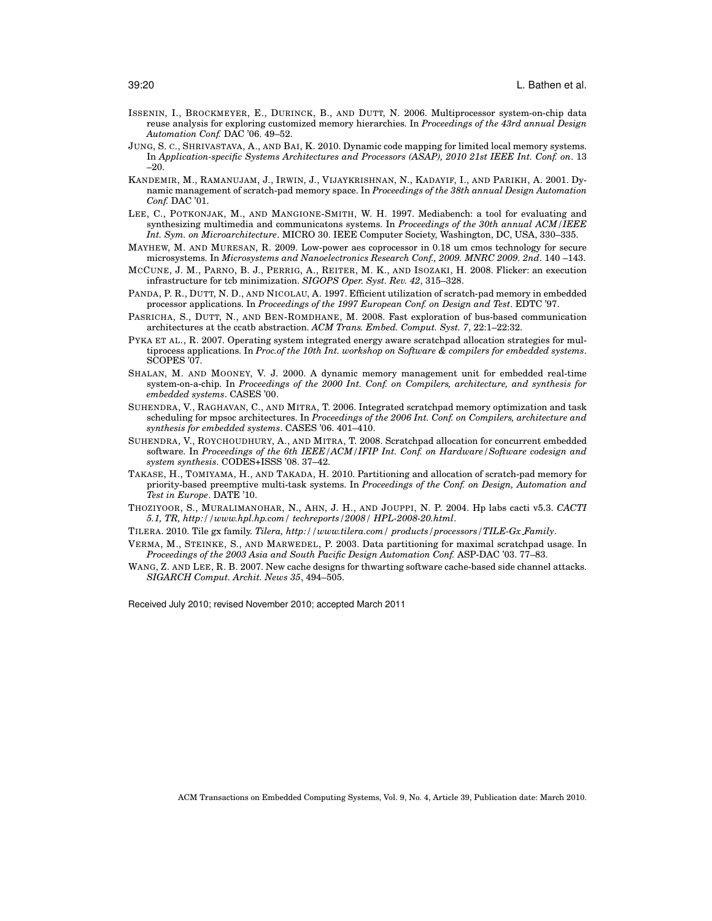ISSENIN, I., BROCKMEYER, E., DURINCK, B., AND DUTT, N. 2006. Multiprocessor system-on-chip data reuse analysis for exploring customized memory hierarchies. In *Proceedings of the 43rd annual Design Automation Conf.* DAC '06. 49–52.

JUNG, S. C., SHRIVASTAVA, A., AND BAI, K. 2010. Dynamic code mapping for limited local memory systems. In *Application-specific Systems Architectures and Processors (ASAP), 2010 21st IEEE Int. Conf. on*. 13 –20.

KANDEMIR, M., RAMANUJAM, J., IRWIN, J., VIJAYKRISHNAN, N., KADAYIF, I., AND PARIKH, A. 2001. Dynamic management of scratch-pad memory space. In *Proceedings of the 38th annual Design Automation Conf.* DAC '01.

LEE, C., POTKONJAK, M., AND MANGIONE-SMITH, W. H. 1997. Mediabench: a tool for evaluating and synthesizing multimedia and communicatons systems. In *Proceedings of the 30th annual ACM/IEEE Int. Sym. on Microarchitecture*. MICRO 30. IEEE Computer Society, Washington, DC, USA, 330–335.

MAYHEW, M. AND MURESAN, R. 2009. Low-power aes coprocessor in 0.18 um cmos technology for secure microsystems. In *Microsystems and Nanoelectronics Research Conf., 2009. MNRC 2009. 2nd*. 140 –143.

MCCUNE, J. M., PARNO, B. J., PERRIG, A., REITER, M. K., AND ISOZAKI, H. 2008. Flicker: an execution infrastructure for tcb minimization. *SIGOPS Oper. Syst. Rev. 42*, 315–328.

PANDA, P. R., DUTT, N. D., AND NICOLAU, A. 1997. Efficient utilization of scratch-pad memory in embedded processor applications. In *Proceedings of the 1997 European Conf. on Design and Test*. EDTC '97.

PASRICHA, S., DUTT, N., AND BEN-ROMDHANE, M. 2008. Fast exploration of bus-based communication architectures at the ccatb abstraction. *ACM Trans. Embed. Comput. Syst. 7*, 22:1–22:32.

PYKA ET AL., R. 2007. Operating system integrated energy aware scratchpad allocation strategies for multiprocess applications. In *Proc.of the 10th Int. workshop on Software & compilers for embedded systems*. SCOPES '07.

SHALAN, M. AND MOONEY, V. J. 2000. A dynamic memory management unit for embedded real-time system-on-a-chip. In *Proceedings of the 2000 Int. Conf. on Compilers, architecture, and synthesis for embedded systems*. CASES '00.

SUHENDRA, V., RAGHAVAN, C., AND MITRA, T. 2006. Integrated scratchpad memory optimization and task scheduling for mpsoc architectures. In *Proceedings of the 2006 Int. Conf. on Compilers, architecture and synthesis for embedded systems*. CASES '06. 401–410.

SUHENDRA, V., ROYCHOUDHURY, A., AND MITRA, T. 2008. Scratchpad allocation for concurrent embedded software. In *Proceedings of the 6th IEEE/ACM/IFIP Int. Conf. on Hardware/Software codesign and system synthesis*. CODES+ISSS '08. 37–42.

TAKASE, H., TOMIYAMA, H., AND TAKADA, H. 2010. Partitioning and allocation of scratch-pad memory for priority-based preemptive multi-task systems. In *Proceedings of the Conf. on Design, Automation and Test in Europe*. DATE '10.

THOZIYOOR, S., MURALIMANOHAR, N., AHN, J. H., AND JOUPPI, N. P. 2004. Hp labs cacti v5.3. *CACTI 5.1, TR, http://www.hpl.hp.com/ techreports/2008/ HPL-2008-20.html*.

TILERA. 2010. Tile gx family. *Tilera, http://www.tilera.com/ products/processors/TILE-Gx_Family*.

VERMA, M., STEINKE, S., AND MARWEDEL, P. 2003. Data partitioning for maximal scratchpad usage. In *Proceedings of the 2003 Asia and South Pacific Design Automation Conf.* ASP-DAC '03. 77–83.

WANG, Z. AND LEE, R. B. 2007. New cache designs for thwarting software cache-based side channel attacks. *SIGARCH Comput. Archit. News 35*, 494–505.

Received July 2010; revised November 2010; accepted March 2011